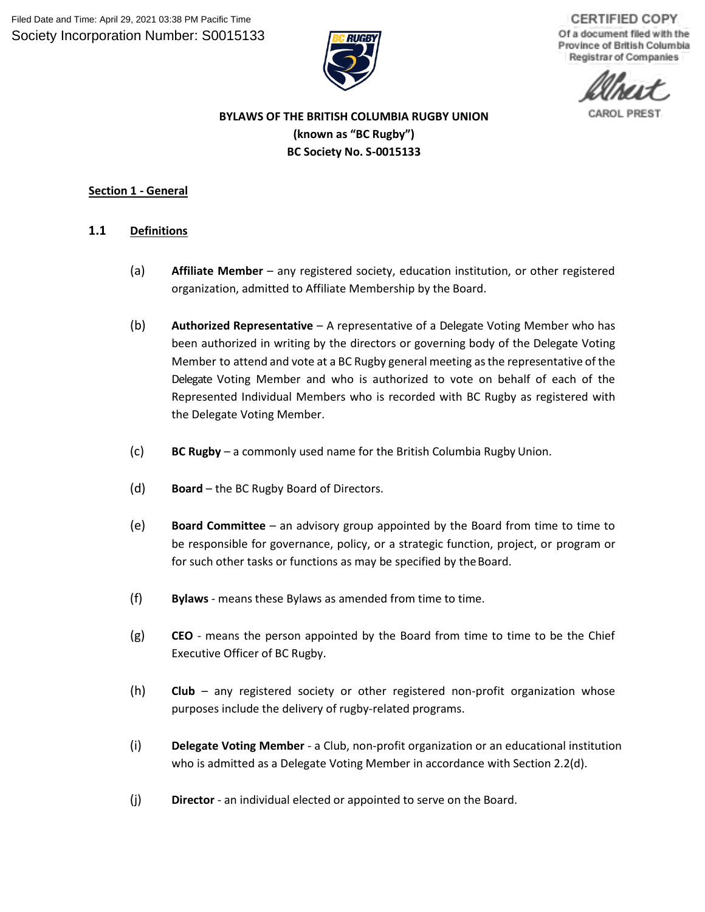Filed Date and Time: April 29, 2021 03:38 PM Pacific Time
Society Incorporation Number: S0015133

CERTIFIED COPY
Of a document filed with the Province of British Columbia Registrar of Companies

CAROL PREST

**BYLAWS OF THE BRITISH COLUMBIA RUGBY UNION**
**(known as "BC Rugby")**
**BC Society No. S-0015133**

## Section 1 - General

### 1.1 Definitions

(a) **Affiliate Member** – any registered society, education institution, or other registered organization, admitted to Affiliate Membership by the Board.

(b) **Authorized Representative** – A representative of a Delegate Voting Member who has been authorized in writing by the directors or governing body of the Delegate Voting Member to attend and vote at a BC Rugby general meeting as the representative of the Delegate Voting Member and who is authorized to vote on behalf of each of the Represented Individual Members who is recorded with BC Rugby as registered with the Delegate Voting Member.

(c) **BC Rugby** – a commonly used name for the British Columbia Rugby Union.

(d) **Board** – the BC Rugby Board of Directors.

(e) **Board Committee** – an advisory group appointed by the Board from time to time to be responsible for governance, policy, or a strategic function, project, or program or for such other tasks or functions as may be specified by the Board.

(f) **Bylaws** - means these Bylaws as amended from time to time.

(g) **CEO** - means the person appointed by the Board from time to time to be the Chief Executive Officer of BC Rugby.

(h) **Club** – any registered society or other registered non-profit organization whose purposes include the delivery of rugby-related programs.

(i) **Delegate Voting Member** - a Club, non-profit organization or an educational institution who is admitted as a Delegate Voting Member in accordance with Section 2.2(d).

(j) **Director** - an individual elected or appointed to serve on the Board.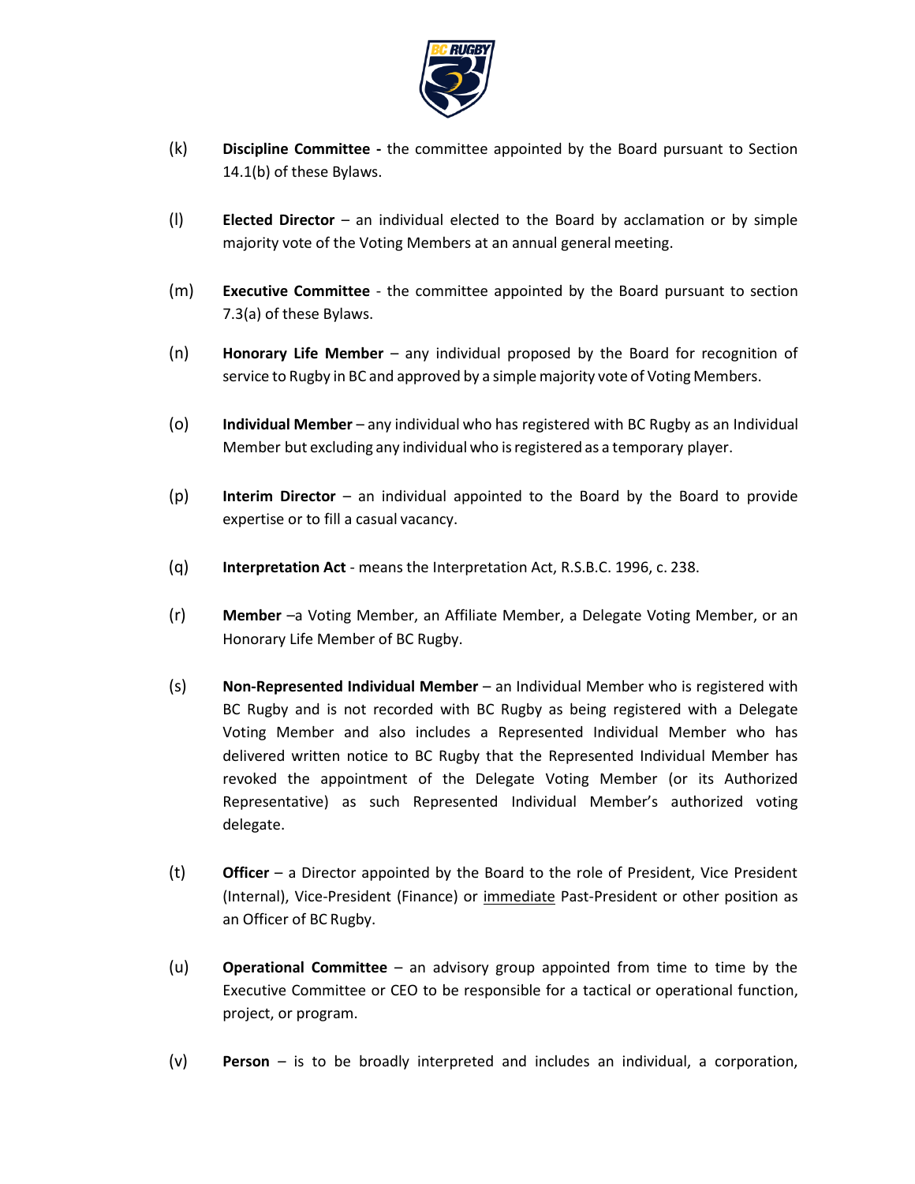(k) **Discipline Committee -** the committee appointed by the Board pursuant to Section 14.1(b) of these Bylaws.

(l) **Elected Director** – an individual elected to the Board by acclamation or by simple majority vote of the Voting Members at an annual general meeting.

(m) **Executive Committee** - the committee appointed by the Board pursuant to section 7.3(a) of these Bylaws.

(n) **Honorary Life Member** – any individual proposed by the Board for recognition of service to Rugby in BC and approved by a simple majority vote of Voting Members.

(o) **Individual Member** – any individual who has registered with BC Rugby as an Individual Member but excluding any individual who is registered as a temporary player.

(p) **Interim Director** – an individual appointed to the Board by the Board to provide expertise or to fill a casual vacancy.

(q) **Interpretation Act** - means the Interpretation Act, R.S.B.C. 1996, c. 238.

(r) **Member** –a Voting Member, an Affiliate Member, a Delegate Voting Member, or an Honorary Life Member of BC Rugby.

(s) **Non-Represented Individual Member** – an Individual Member who is registered with BC Rugby and is not recorded with BC Rugby as being registered with a Delegate Voting Member and also includes a Represented Individual Member who has delivered written notice to BC Rugby that the Represented Individual Member has revoked the appointment of the Delegate Voting Member (or its Authorized Representative) as such Represented Individual Member's authorized voting delegate.

(t) **Officer** – a Director appointed by the Board to the role of President, Vice President (Internal), Vice-President (Finance) or immediate Past-President or other position as an Officer of BC Rugby.

(u) **Operational Committee** – an advisory group appointed from time to time by the Executive Committee or CEO to be responsible for a tactical or operational function, project, or program.

(v) **Person** – is to be broadly interpreted and includes an individual, a corporation,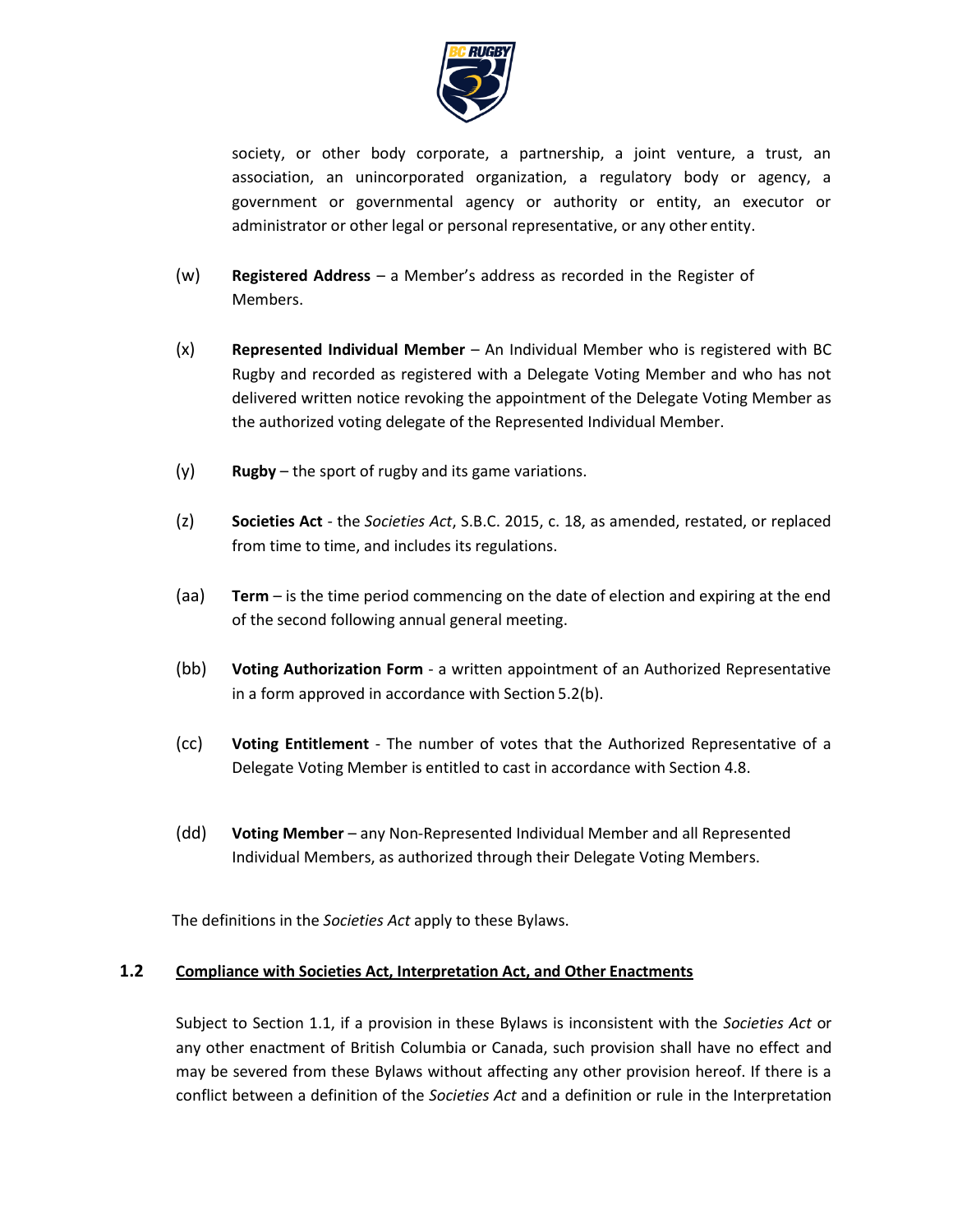society, or other body corporate, a partnership, a joint venture, a trust, an association, an unincorporated organization, a regulatory body or agency, a government or governmental agency or authority or entity, an executor or administrator or other legal or personal representative, or any other entity.

(w) **Registered Address** – a Member's address as recorded in the Register of Members.

(x) **Represented Individual Member** – An Individual Member who is registered with BC Rugby and recorded as registered with a Delegate Voting Member and who has not delivered written notice revoking the appointment of the Delegate Voting Member as the authorized voting delegate of the Represented Individual Member.

(y) **Rugby** – the sport of rugby and its game variations.

(z) **Societies Act** - the *Societies Act*, S.B.C. 2015, c. 18, as amended, restated, or replaced from time to time, and includes its regulations.

(aa) **Term** – is the time period commencing on the date of election and expiring at the end of the second following annual general meeting.

(bb) **Voting Authorization Form** - a written appointment of an Authorized Representative in a form approved in accordance with Section 5.2(b).

(cc) **Voting Entitlement** - The number of votes that the Authorized Representative of a Delegate Voting Member is entitled to cast in accordance with Section 4.8.

(dd) **Voting Member** – any Non-Represented Individual Member and all Represented Individual Members, as authorized through their Delegate Voting Members.

The definitions in the *Societies Act* apply to these Bylaws.

### 1.2 Compliance with Societies Act, Interpretation Act, and Other Enactments

Subject to Section 1.1, if a provision in these Bylaws is inconsistent with the *Societies Act* or any other enactment of British Columbia or Canada, such provision shall have no effect and may be severed from these Bylaws without affecting any other provision hereof. If there is a conflict between a definition of the *Societies Act* and a definition or rule in the Interpretation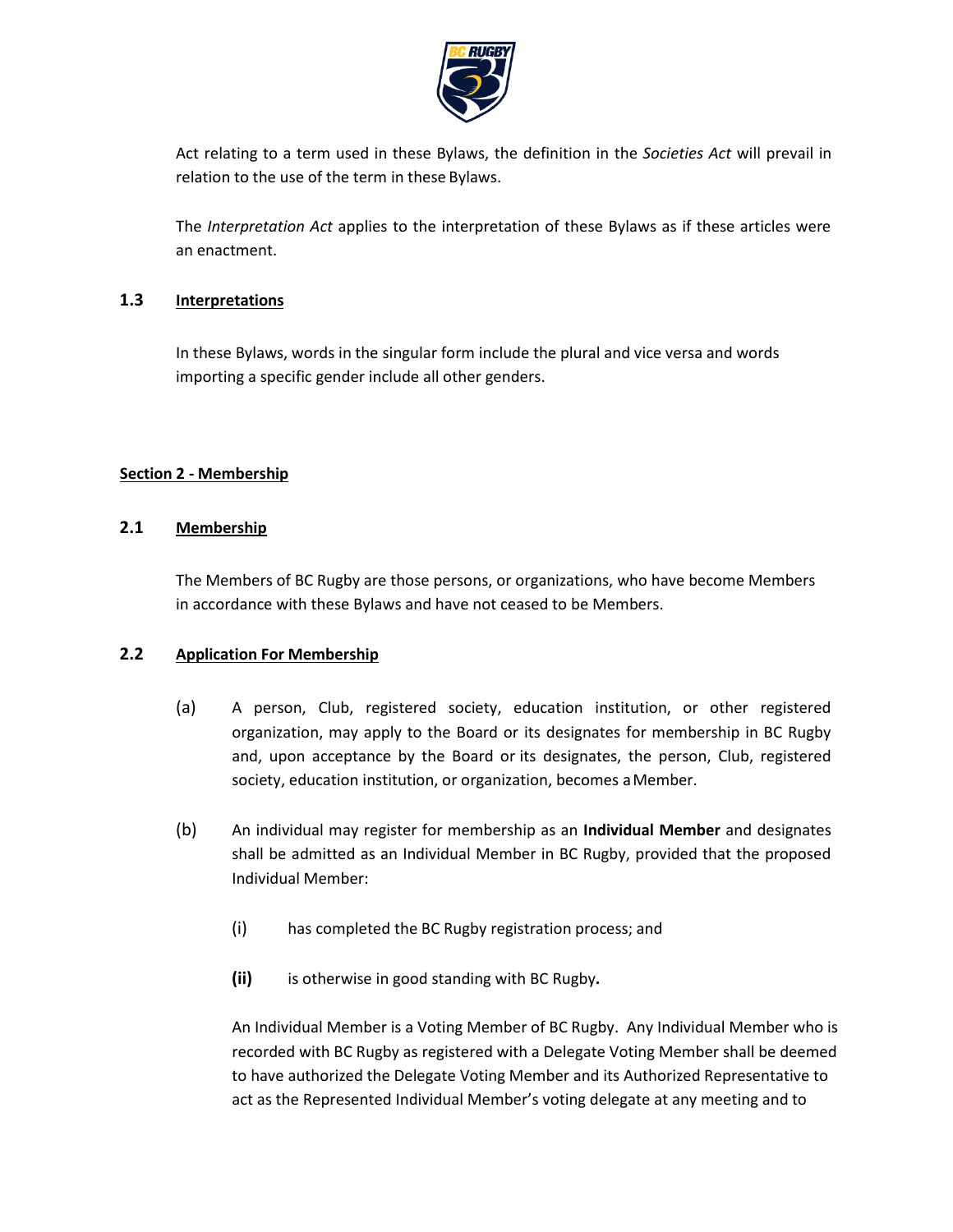Act relating to a term used in these Bylaws, the definition in the *Societies Act* will prevail in relation to the use of the term in these Bylaws.

The *Interpretation Act* applies to the interpretation of these Bylaws as if these articles were an enactment.

### 1.3 Interpretations

In these Bylaws, words in the singular form include the plural and vice versa and words importing a specific gender include all other genders.

## Section 2 - Membership

### 2.1 Membership

The Members of BC Rugby are those persons, or organizations, who have become Members in accordance with these Bylaws and have not ceased to be Members.

### 2.2 Application For Membership

(a) A person, Club, registered society, education institution, or other registered organization, may apply to the Board or its designates for membership in BC Rugby and, upon acceptance by the Board or its designates, the person, Club, registered society, education institution, or organization, becomes a Member.

(b) An individual may register for membership as an **Individual Member** and designates shall be admitted as an Individual Member in BC Rugby, provided that the proposed Individual Member:

(i) has completed the BC Rugby registration process; and

**(ii)** is otherwise in good standing with BC Rugby**.**

An Individual Member is a Voting Member of BC Rugby. Any Individual Member who is recorded with BC Rugby as registered with a Delegate Voting Member shall be deemed to have authorized the Delegate Voting Member and its Authorized Representative to act as the Represented Individual Member's voting delegate at any meeting and to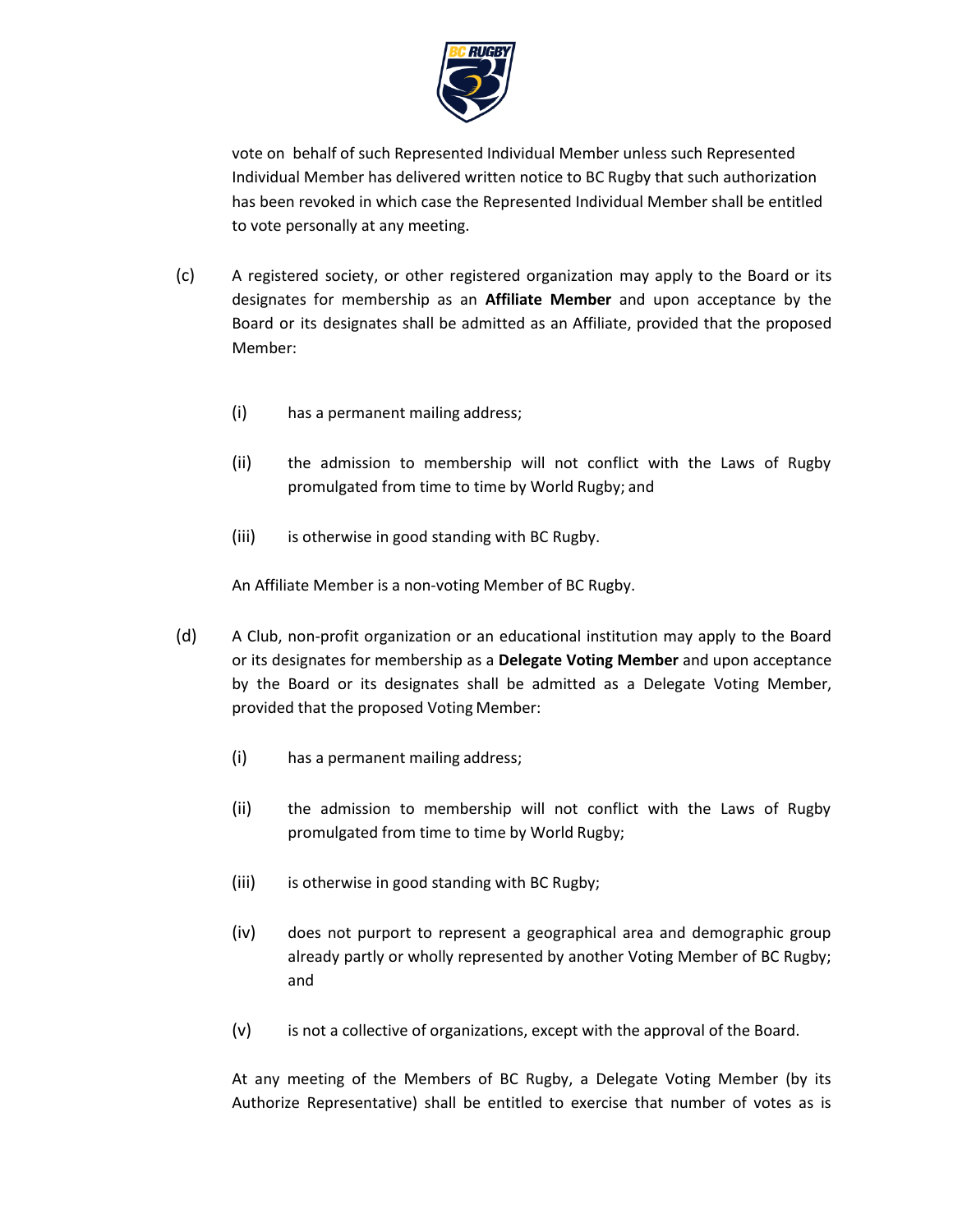vote on behalf of such Represented Individual Member unless such Represented Individual Member has delivered written notice to BC Rugby that such authorization has been revoked in which case the Represented Individual Member shall be entitled to vote personally at any meeting.

(c) A registered society, or other registered organization may apply to the Board or its designates for membership as an **Affiliate Member** and upon acceptance by the Board or its designates shall be admitted as an Affiliate, provided that the proposed Member:

(i) has a permanent mailing address;

(ii) the admission to membership will not conflict with the Laws of Rugby promulgated from time to time by World Rugby; and

(iii) is otherwise in good standing with BC Rugby.

An Affiliate Member is a non-voting Member of BC Rugby.

(d) A Club, non-profit organization or an educational institution may apply to the Board or its designates for membership as a **Delegate Voting Member** and upon acceptance by the Board or its designates shall be admitted as a Delegate Voting Member, provided that the proposed Voting Member:

(i) has a permanent mailing address;

(ii) the admission to membership will not conflict with the Laws of Rugby promulgated from time to time by World Rugby;

(iii) is otherwise in good standing with BC Rugby;

(iv) does not purport to represent a geographical area and demographic group already partly or wholly represented by another Voting Member of BC Rugby; and

(v) is not a collective of organizations, except with the approval of the Board.

At any meeting of the Members of BC Rugby, a Delegate Voting Member (by its Authorize Representative) shall be entitled to exercise that number of votes as is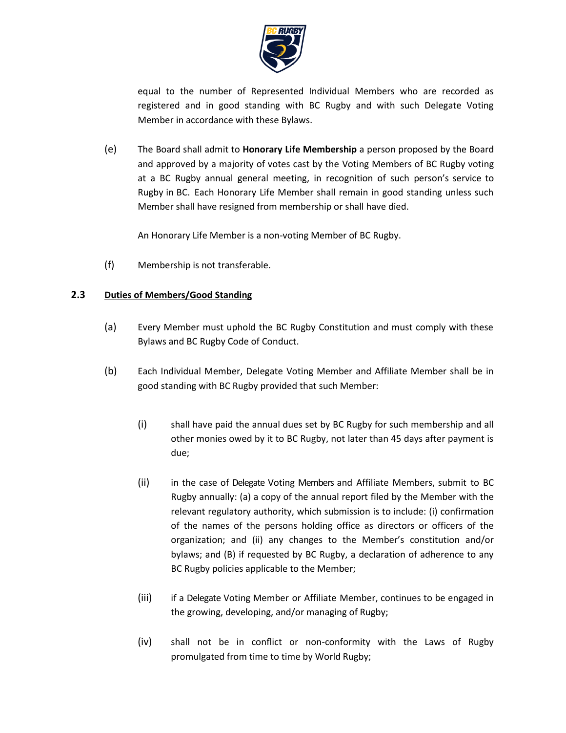equal to the number of Represented Individual Members who are recorded as registered and in good standing with BC Rugby and with such Delegate Voting Member in accordance with these Bylaws.

(e) The Board shall admit to **Honorary Life Membership** a person proposed by the Board and approved by a majority of votes cast by the Voting Members of BC Rugby voting at a BC Rugby annual general meeting, in recognition of such person's service to Rugby in BC. Each Honorary Life Member shall remain in good standing unless such Member shall have resigned from membership or shall have died.

An Honorary Life Member is a non-voting Member of BC Rugby.

(f) Membership is not transferable.

### 2.3 Duties of Members/Good Standing

(a) Every Member must uphold the BC Rugby Constitution and must comply with these Bylaws and BC Rugby Code of Conduct.

(b) Each Individual Member, Delegate Voting Member and Affiliate Member shall be in good standing with BC Rugby provided that such Member:

(i) shall have paid the annual dues set by BC Rugby for such membership and all other monies owed by it to BC Rugby, not later than 45 days after payment is due;

(ii) in the case of Delegate Voting Members and Affiliate Members, submit to BC Rugby annually: (a) a copy of the annual report filed by the Member with the relevant regulatory authority, which submission is to include: (i) confirmation of the names of the persons holding office as directors or officers of the organization; and (ii) any changes to the Member's constitution and/or bylaws; and (B) if requested by BC Rugby, a declaration of adherence to any BC Rugby policies applicable to the Member;

(iii) if a Delegate Voting Member or Affiliate Member, continues to be engaged in the growing, developing, and/or managing of Rugby;

(iv) shall not be in conflict or non-conformity with the Laws of Rugby promulgated from time to time by World Rugby;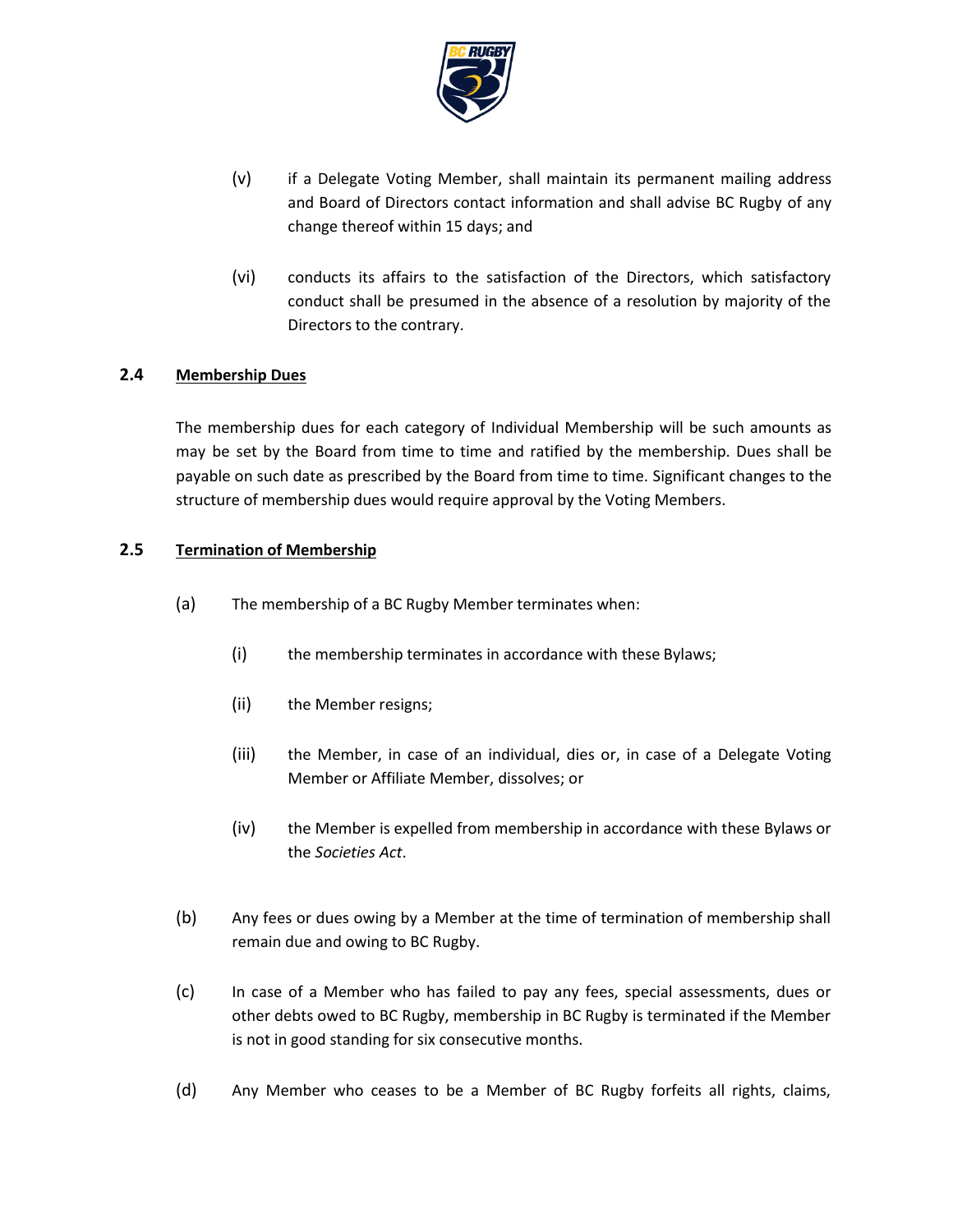(v) if a Delegate Voting Member, shall maintain its permanent mailing address and Board of Directors contact information and shall advise BC Rugby of any change thereof within 15 days; and

(vi) conducts its affairs to the satisfaction of the Directors, which satisfactory conduct shall be presumed in the absence of a resolution by majority of the Directors to the contrary.

### 2.4 Membership Dues

The membership dues for each category of Individual Membership will be such amounts as may be set by the Board from time to time and ratified by the membership. Dues shall be payable on such date as prescribed by the Board from time to time. Significant changes to the structure of membership dues would require approval by the Voting Members.

### 2.5 Termination of Membership

(a) The membership of a BC Rugby Member terminates when:

(i) the membership terminates in accordance with these Bylaws;

(ii) the Member resigns;

(iii) the Member, in case of an individual, dies or, in case of a Delegate Voting Member or Affiliate Member, dissolves; or

(iv) the Member is expelled from membership in accordance with these Bylaws or the *Societies Act*.

(b) Any fees or dues owing by a Member at the time of termination of membership shall remain due and owing to BC Rugby.

(c) In case of a Member who has failed to pay any fees, special assessments, dues or other debts owed to BC Rugby, membership in BC Rugby is terminated if the Member is not in good standing for six consecutive months.

(d) Any Member who ceases to be a Member of BC Rugby forfeits all rights, claims,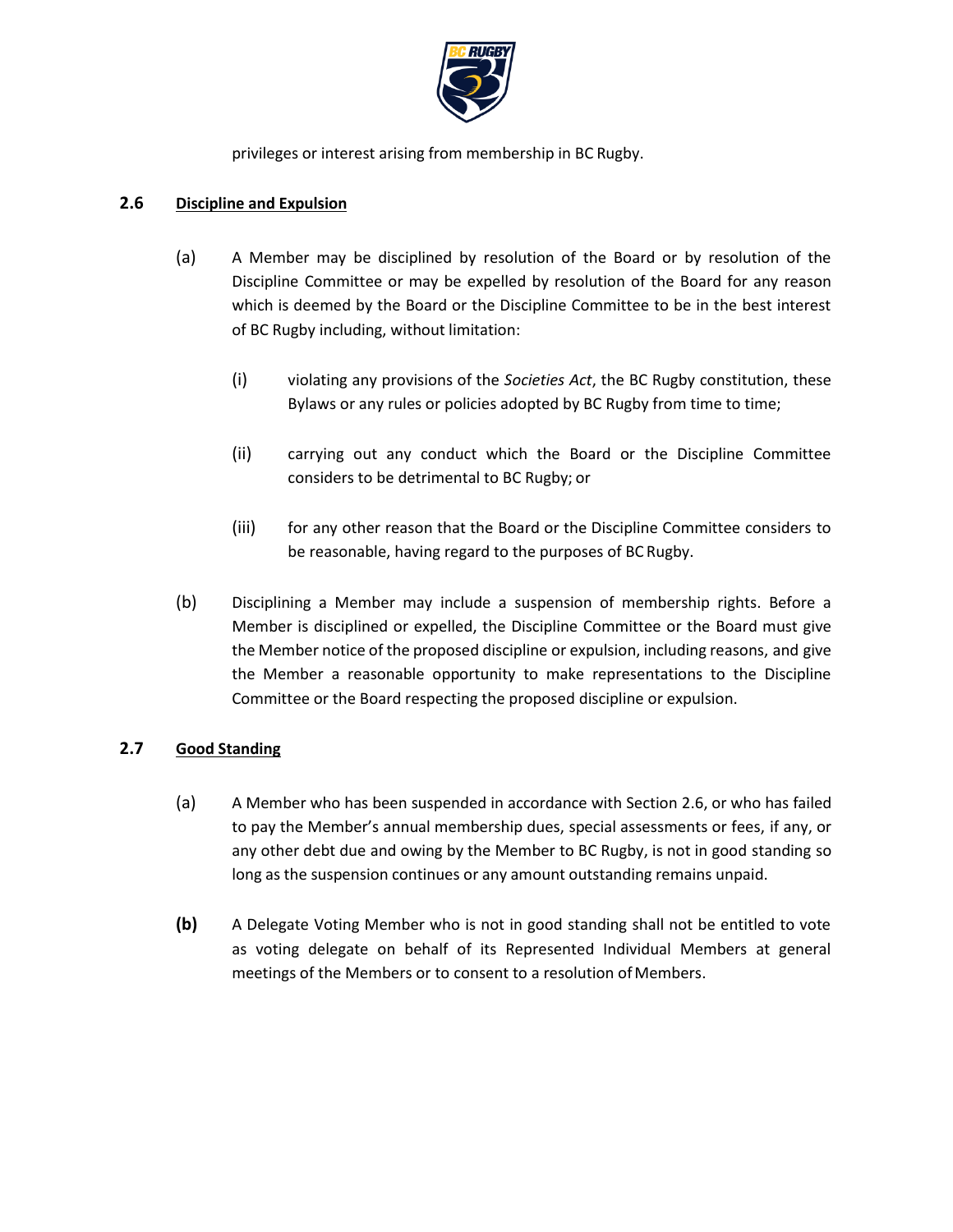privileges or interest arising from membership in BC Rugby.

### 2.6 Discipline and Expulsion

(a) A Member may be disciplined by resolution of the Board or by resolution of the Discipline Committee or may be expelled by resolution of the Board for any reason which is deemed by the Board or the Discipline Committee to be in the best interest of BC Rugby including, without limitation:

(i) violating any provisions of the *Societies Act*, the BC Rugby constitution, these Bylaws or any rules or policies adopted by BC Rugby from time to time;

(ii) carrying out any conduct which the Board or the Discipline Committee considers to be detrimental to BC Rugby; or

(iii) for any other reason that the Board or the Discipline Committee considers to be reasonable, having regard to the purposes of BC Rugby.

(b) Disciplining a Member may include a suspension of membership rights. Before a Member is disciplined or expelled, the Discipline Committee or the Board must give the Member notice of the proposed discipline or expulsion, including reasons, and give the Member a reasonable opportunity to make representations to the Discipline Committee or the Board respecting the proposed discipline or expulsion.

### 2.7 Good Standing

(a) A Member who has been suspended in accordance with Section 2.6, or who has failed to pay the Member's annual membership dues, special assessments or fees, if any, or any other debt due and owing by the Member to BC Rugby, is not in good standing so long as the suspension continues or any amount outstanding remains unpaid.

**(b)** A Delegate Voting Member who is not in good standing shall not be entitled to vote as voting delegate on behalf of its Represented Individual Members at general meetings of the Members or to consent to a resolution of Members.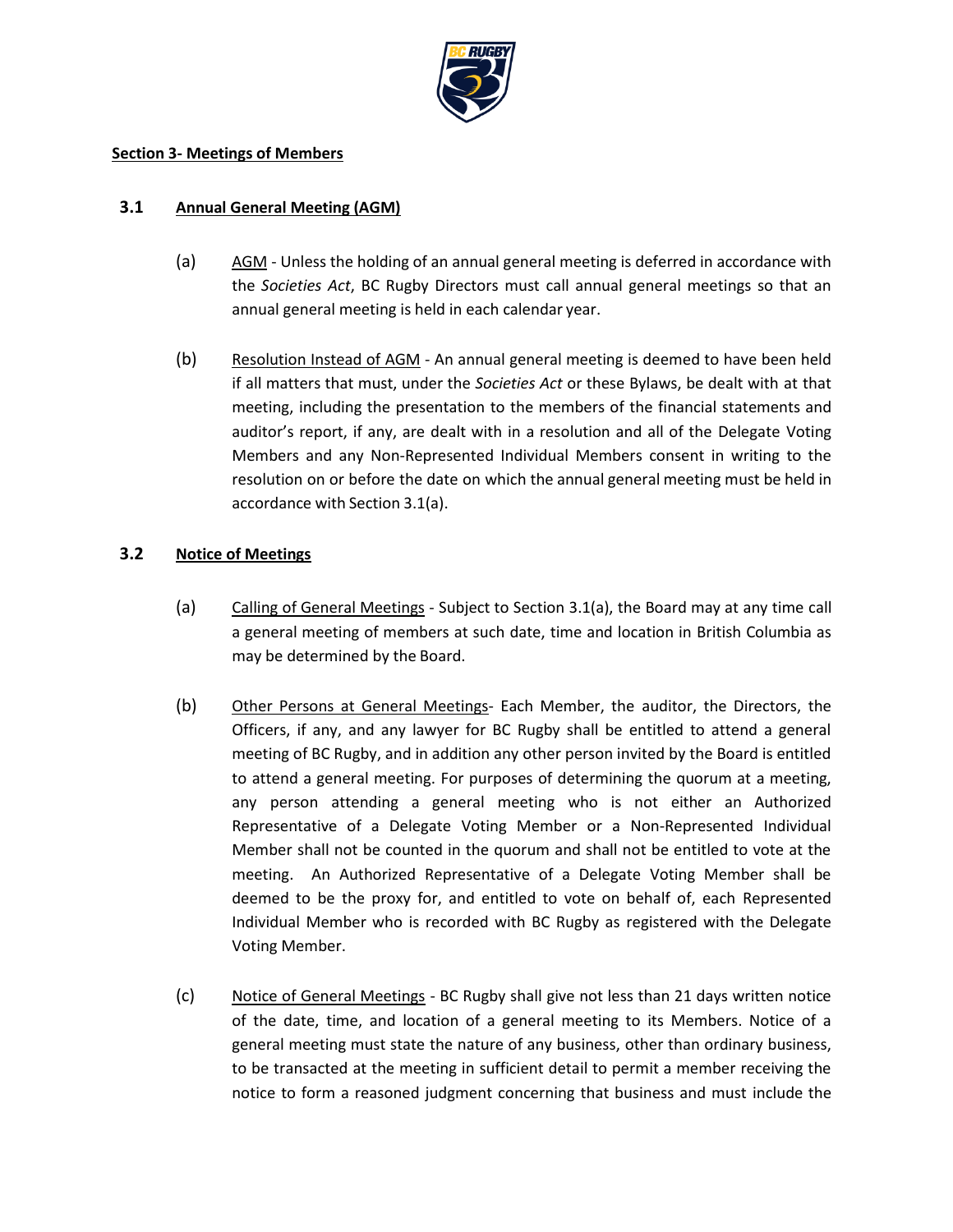**Section 3- Meetings of Members**

## 3.1 Annual General Meeting (AGM)

(a) AGM - Unless the holding of an annual general meeting is deferred in accordance with the *Societies Act*, BC Rugby Directors must call annual general meetings so that an annual general meeting is held in each calendar year.

(b) Resolution Instead of AGM - An annual general meeting is deemed to have been held if all matters that must, under the *Societies Act* or these Bylaws, be dealt with at that meeting, including the presentation to the members of the financial statements and auditor's report, if any, are dealt with in a resolution and all of the Delegate Voting Members and any Non-Represented Individual Members consent in writing to the resolution on or before the date on which the annual general meeting must be held in accordance with Section 3.1(a).

## 3.2 Notice of Meetings

(a) Calling of General Meetings - Subject to Section 3.1(a), the Board may at any time call a general meeting of members at such date, time and location in British Columbia as may be determined by the Board.

(b) Other Persons at General Meetings- Each Member, the auditor, the Directors, the Officers, if any, and any lawyer for BC Rugby shall be entitled to attend a general meeting of BC Rugby, and in addition any other person invited by the Board is entitled to attend a general meeting. For purposes of determining the quorum at a meeting, any person attending a general meeting who is not either an Authorized Representative of a Delegate Voting Member or a Non-Represented Individual Member shall not be counted in the quorum and shall not be entitled to vote at the meeting. An Authorized Representative of a Delegate Voting Member shall be deemed to be the proxy for, and entitled to vote on behalf of, each Represented Individual Member who is recorded with BC Rugby as registered with the Delegate Voting Member.

(c) Notice of General Meetings - BC Rugby shall give not less than 21 days written notice of the date, time, and location of a general meeting to its Members. Notice of a general meeting must state the nature of any business, other than ordinary business, to be transacted at the meeting in sufficient detail to permit a member receiving the notice to form a reasoned judgment concerning that business and must include the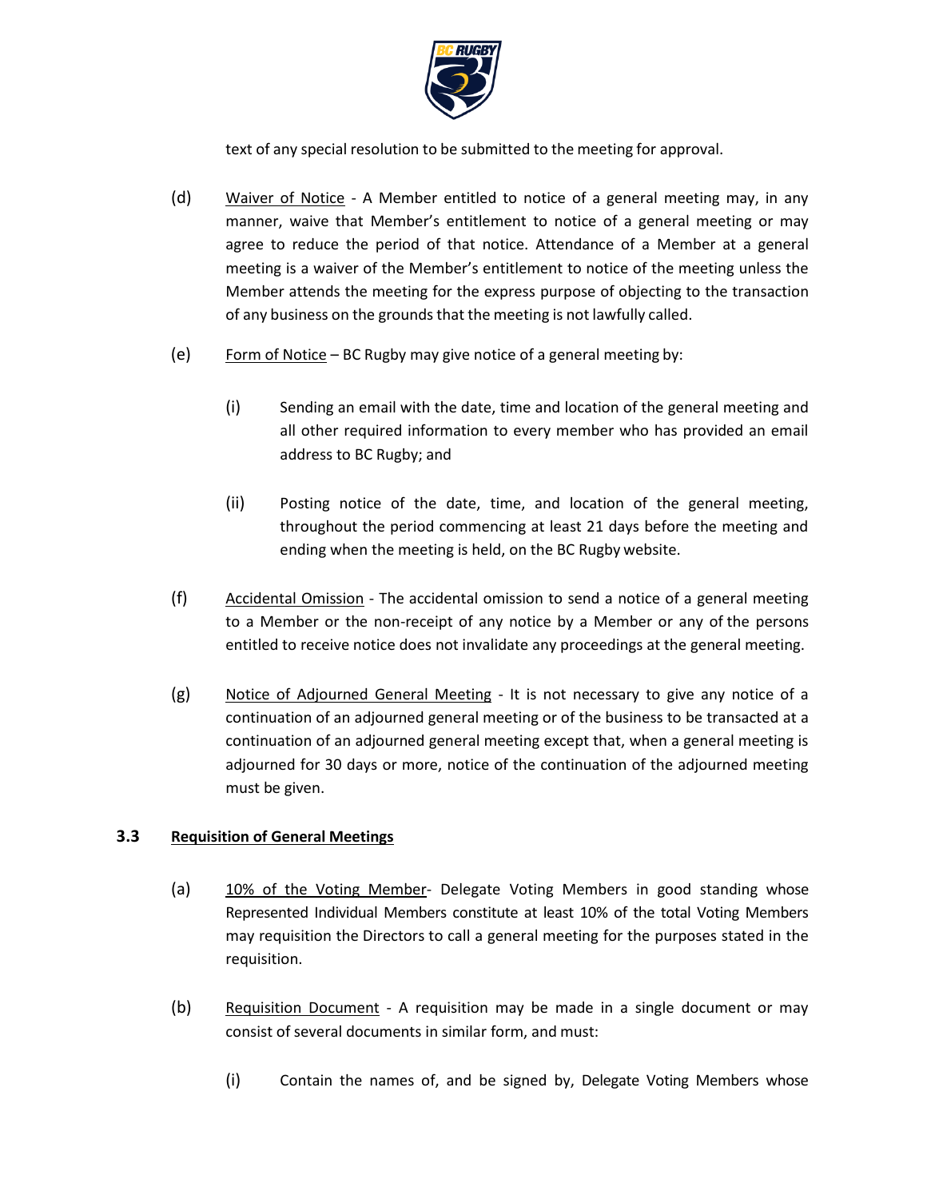text of any special resolution to be submitted to the meeting for approval.

(d) Waiver of Notice - A Member entitled to notice of a general meeting may, in any manner, waive that Member's entitlement to notice of a general meeting or may agree to reduce the period of that notice. Attendance of a Member at a general meeting is a waiver of the Member's entitlement to notice of the meeting unless the Member attends the meeting for the express purpose of objecting to the transaction of any business on the grounds that the meeting is not lawfully called.

(e) Form of Notice – BC Rugby may give notice of a general meeting by:

(i) Sending an email with the date, time and location of the general meeting and all other required information to every member who has provided an email address to BC Rugby; and

(ii) Posting notice of the date, time, and location of the general meeting, throughout the period commencing at least 21 days before the meeting and ending when the meeting is held, on the BC Rugby website.

(f) Accidental Omission - The accidental omission to send a notice of a general meeting to a Member or the non-receipt of any notice by a Member or any of the persons entitled to receive notice does not invalidate any proceedings at the general meeting.

(g) Notice of Adjourned General Meeting - It is not necessary to give any notice of a continuation of an adjourned general meeting or of the business to be transacted at a continuation of an adjourned general meeting except that, when a general meeting is adjourned for 30 days or more, notice of the continuation of the adjourned meeting must be given.

### 3.3 Requisition of General Meetings

(a) 10% of the Voting Member- Delegate Voting Members in good standing whose Represented Individual Members constitute at least 10% of the total Voting Members may requisition the Directors to call a general meeting for the purposes stated in the requisition.

(b) Requisition Document - A requisition may be made in a single document or may consist of several documents in similar form, and must:

(i) Contain the names of, and be signed by, Delegate Voting Members whose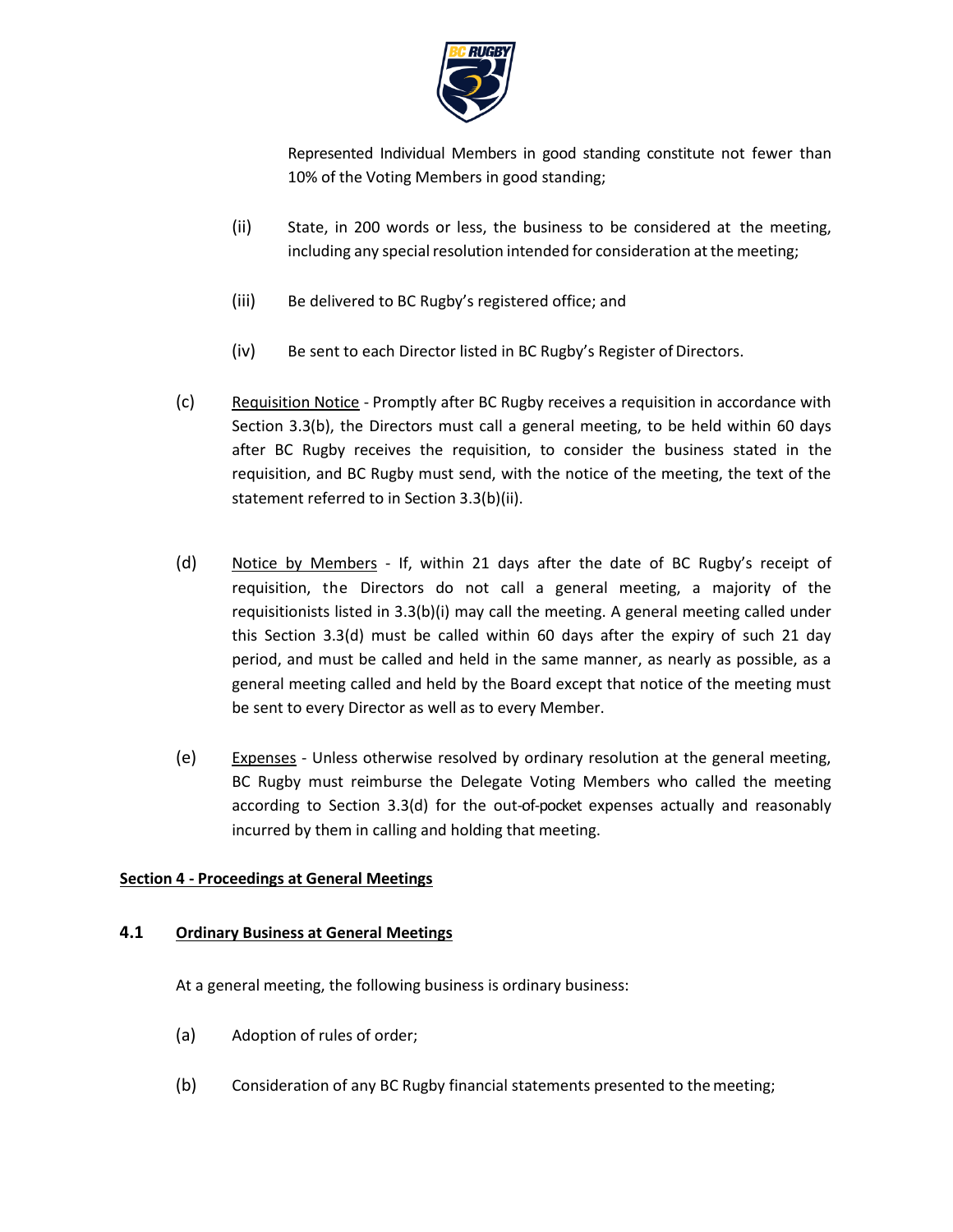Represented Individual Members in good standing constitute not fewer than 10% of the Voting Members in good standing;

(ii) State, in 200 words or less, the business to be considered at the meeting, including any special resolution intended for consideration at the meeting;

(iii) Be delivered to BC Rugby's registered office; and

(iv) Be sent to each Director listed in BC Rugby's Register of Directors.

(c) Requisition Notice - Promptly after BC Rugby receives a requisition in accordance with Section 3.3(b), the Directors must call a general meeting, to be held within 60 days after BC Rugby receives the requisition, to consider the business stated in the requisition, and BC Rugby must send, with the notice of the meeting, the text of the statement referred to in Section 3.3(b)(ii).

(d) Notice by Members - If, within 21 days after the date of BC Rugby's receipt of requisition, the Directors do not call a general meeting, a majority of the requisitionists listed in 3.3(b)(i) may call the meeting. A general meeting called under this Section 3.3(d) must be called within 60 days after the expiry of such 21 day period, and must be called and held in the same manner, as nearly as possible, as a general meeting called and held by the Board except that notice of the meeting must be sent to every Director as well as to every Member.

(e) Expenses - Unless otherwise resolved by ordinary resolution at the general meeting, BC Rugby must reimburse the Delegate Voting Members who called the meeting according to Section 3.3(d) for the out-of-pocket expenses actually and reasonably incurred by them in calling and holding that meeting.

## Section 4 - Proceedings at General Meetings

### 4.1 Ordinary Business at General Meetings

At a general meeting, the following business is ordinary business:

(a) Adoption of rules of order;

(b) Consideration of any BC Rugby financial statements presented to the meeting;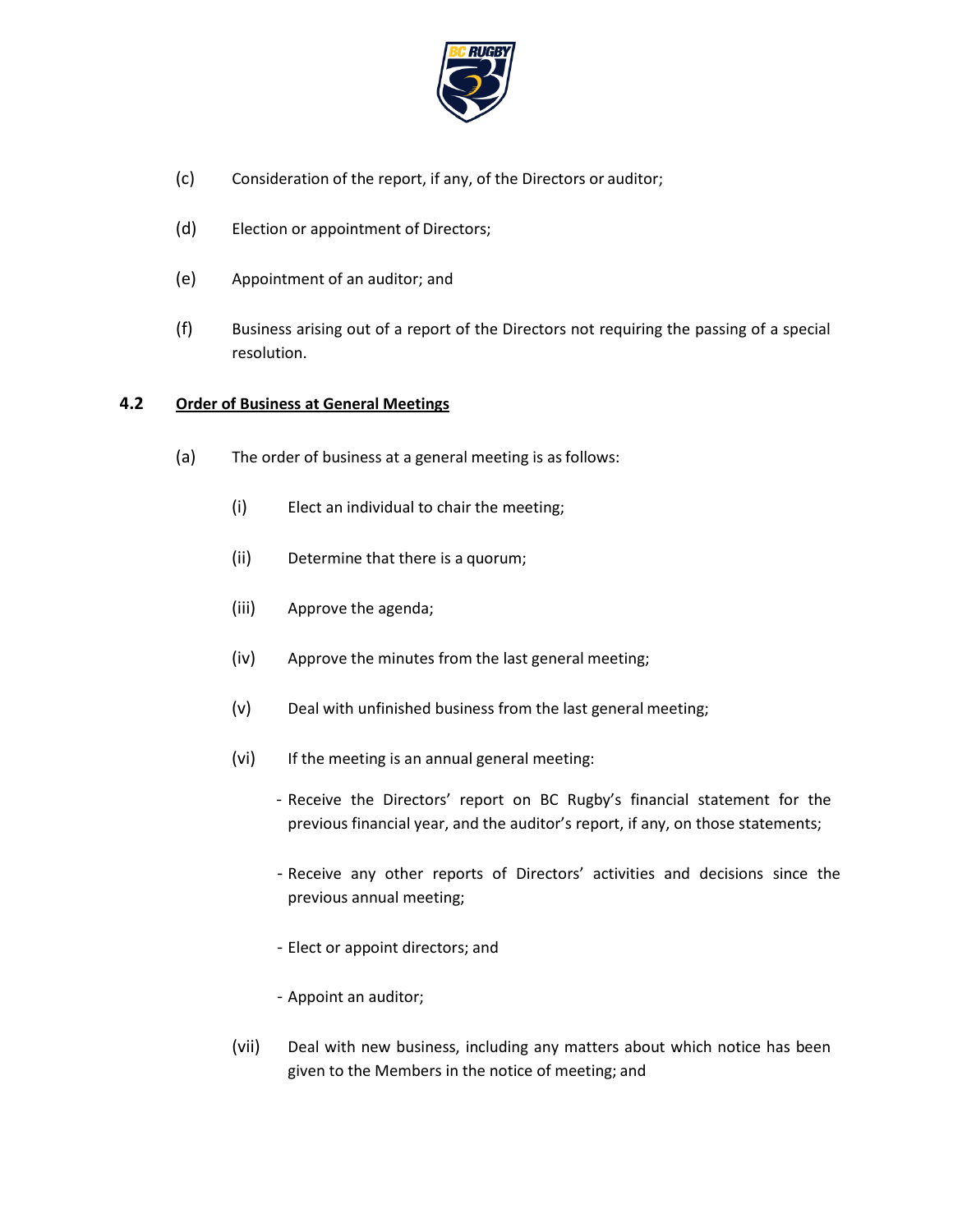(c) Consideration of the report, if any, of the Directors or auditor;

(d) Election or appointment of Directors;

(e) Appointment of an auditor; and

(f) Business arising out of a report of the Directors not requiring the passing of a special resolution.

### 4.2 Order of Business at General Meetings

(a) The order of business at a general meeting is as follows:

   (i) Elect an individual to chair the meeting;

   (ii) Determine that there is a quorum;

   (iii) Approve the agenda;

   (iv) Approve the minutes from the last general meeting;

   (v) Deal with unfinished business from the last general meeting;

   (vi) If the meeting is an annual general meeting:

   - Receive the Directors' report on BC Rugby's financial statement for the previous financial year, and the auditor's report, if any, on those statements;

   - Receive any other reports of Directors' activities and decisions since the previous annual meeting;

   - Elect or appoint directors; and

   - Appoint an auditor;

   (vii) Deal with new business, including any matters about which notice has been given to the Members in the notice of meeting; and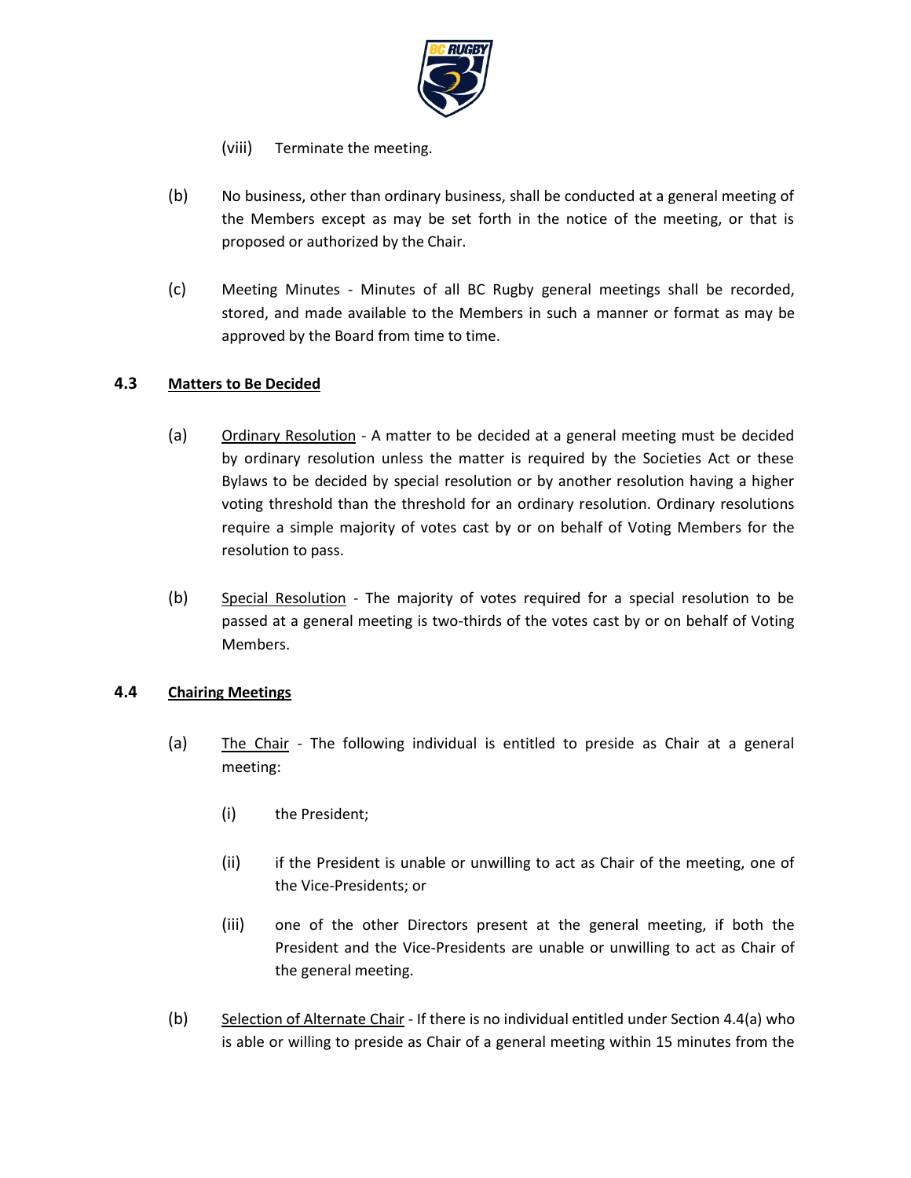(viii) Terminate the meeting.

(b) No business, other than ordinary business, shall be conducted at a general meeting of the Members except as may be set forth in the notice of the meeting, or that is proposed or authorized by the Chair.

(c) Meeting Minutes - Minutes of all BC Rugby general meetings shall be recorded, stored, and made available to the Members in such a manner or format as may be approved by the Board from time to time.

### 4.3 Matters to Be Decided

(a) Ordinary Resolution - A matter to be decided at a general meeting must be decided by ordinary resolution unless the matter is required by the Societies Act or these Bylaws to be decided by special resolution or by another resolution having a higher voting threshold than the threshold for an ordinary resolution. Ordinary resolutions require a simple majority of votes cast by or on behalf of Voting Members for the resolution to pass.

(b) Special Resolution - The majority of votes required for a special resolution to be passed at a general meeting is two-thirds of the votes cast by or on behalf of Voting Members.

### 4.4 Chairing Meetings

(a) The Chair - The following individual is entitled to preside as Chair at a general meeting:

(i) the President;

(ii) if the President is unable or unwilling to act as Chair of the meeting, one of the Vice-Presidents; or

(iii) one of the other Directors present at the general meeting, if both the President and the Vice-Presidents are unable or unwilling to act as Chair of the general meeting.

(b) Selection of Alternate Chair - If there is no individual entitled under Section 4.4(a) who is able or willing to preside as Chair of a general meeting within 15 minutes from the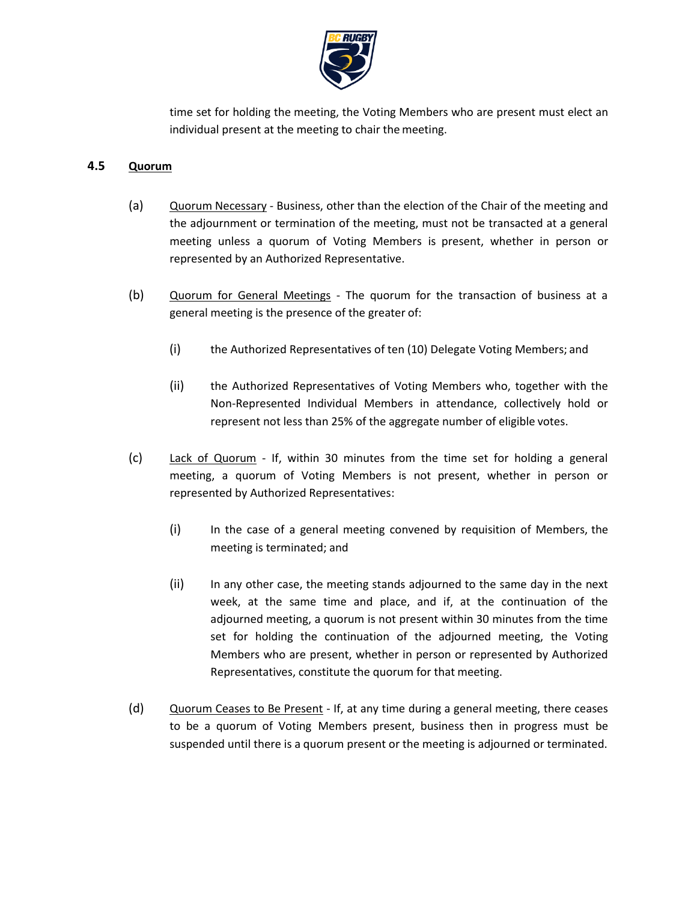time set for holding the meeting, the Voting Members who are present must elect an individual present at the meeting to chair the meeting.

### 4.5 Quorum

(a) Quorum Necessary - Business, other than the election of the Chair of the meeting and the adjournment or termination of the meeting, must not be transacted at a general meeting unless a quorum of Voting Members is present, whether in person or represented by an Authorized Representative.

(b) Quorum for General Meetings - The quorum for the transaction of business at a general meeting is the presence of the greater of:

(i) the Authorized Representatives of ten (10) Delegate Voting Members; and

(ii) the Authorized Representatives of Voting Members who, together with the Non-Represented Individual Members in attendance, collectively hold or represent not less than 25% of the aggregate number of eligible votes.

(c) Lack of Quorum - If, within 30 minutes from the time set for holding a general meeting, a quorum of Voting Members is not present, whether in person or represented by Authorized Representatives:

(i) In the case of a general meeting convened by requisition of Members, the meeting is terminated; and

(ii) In any other case, the meeting stands adjourned to the same day in the next week, at the same time and place, and if, at the continuation of the adjourned meeting, a quorum is not present within 30 minutes from the time set for holding the continuation of the adjourned meeting, the Voting Members who are present, whether in person or represented by Authorized Representatives, constitute the quorum for that meeting.

(d) Quorum Ceases to Be Present - If, at any time during a general meeting, there ceases to be a quorum of Voting Members present, business then in progress must be suspended until there is a quorum present or the meeting is adjourned or terminated.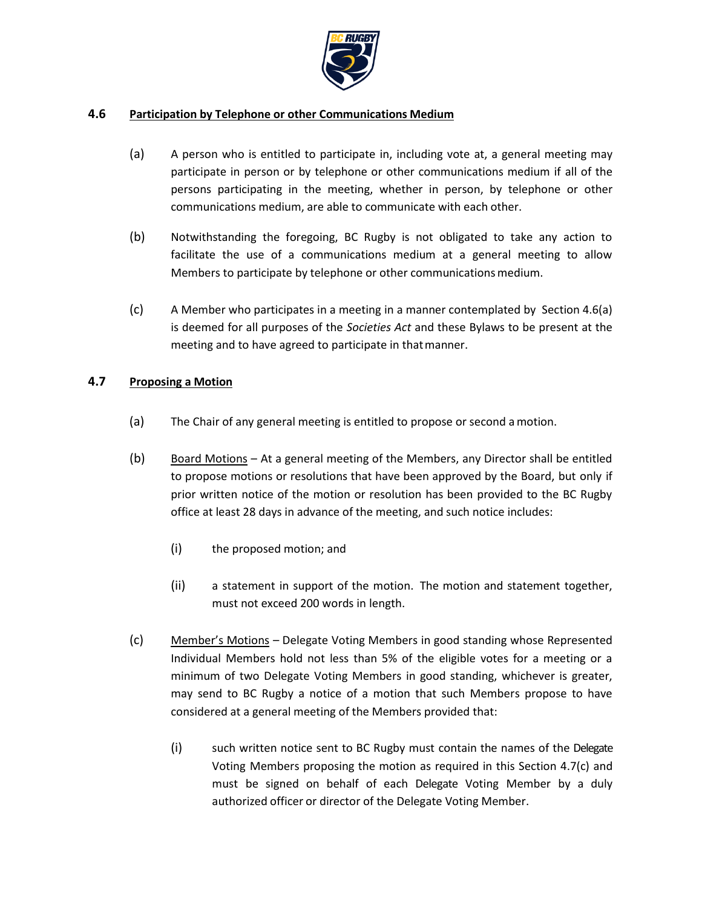### 4.6 Participation by Telephone or other Communications Medium

(a) A person who is entitled to participate in, including vote at, a general meeting may participate in person or by telephone or other communications medium if all of the persons participating in the meeting, whether in person, by telephone or other communications medium, are able to communicate with each other.

(b) Notwithstanding the foregoing, BC Rugby is not obligated to take any action to facilitate the use of a communications medium at a general meeting to allow Members to participate by telephone or other communications medium.

(c) A Member who participates in a meeting in a manner contemplated by Section 4.6(a) is deemed for all purposes of the *Societies Act* and these Bylaws to be present at the meeting and to have agreed to participate in that manner.

### 4.7 Proposing a Motion

(a) The Chair of any general meeting is entitled to propose or second a motion.

(b) Board Motions – At a general meeting of the Members, any Director shall be entitled to propose motions or resolutions that have been approved by the Board, but only if prior written notice of the motion or resolution has been provided to the BC Rugby office at least 28 days in advance of the meeting, and such notice includes:

   (i) the proposed motion; and

   (ii) a statement in support of the motion. The motion and statement together, must not exceed 200 words in length.

(c) Member's Motions – Delegate Voting Members in good standing whose Represented Individual Members hold not less than 5% of the eligible votes for a meeting or a minimum of two Delegate Voting Members in good standing, whichever is greater, may send to BC Rugby a notice of a motion that such Members propose to have considered at a general meeting of the Members provided that:

   (i) such written notice sent to BC Rugby must contain the names of the Delegate Voting Members proposing the motion as required in this Section 4.7(c) and must be signed on behalf of each Delegate Voting Member by a duly authorized officer or director of the Delegate Voting Member.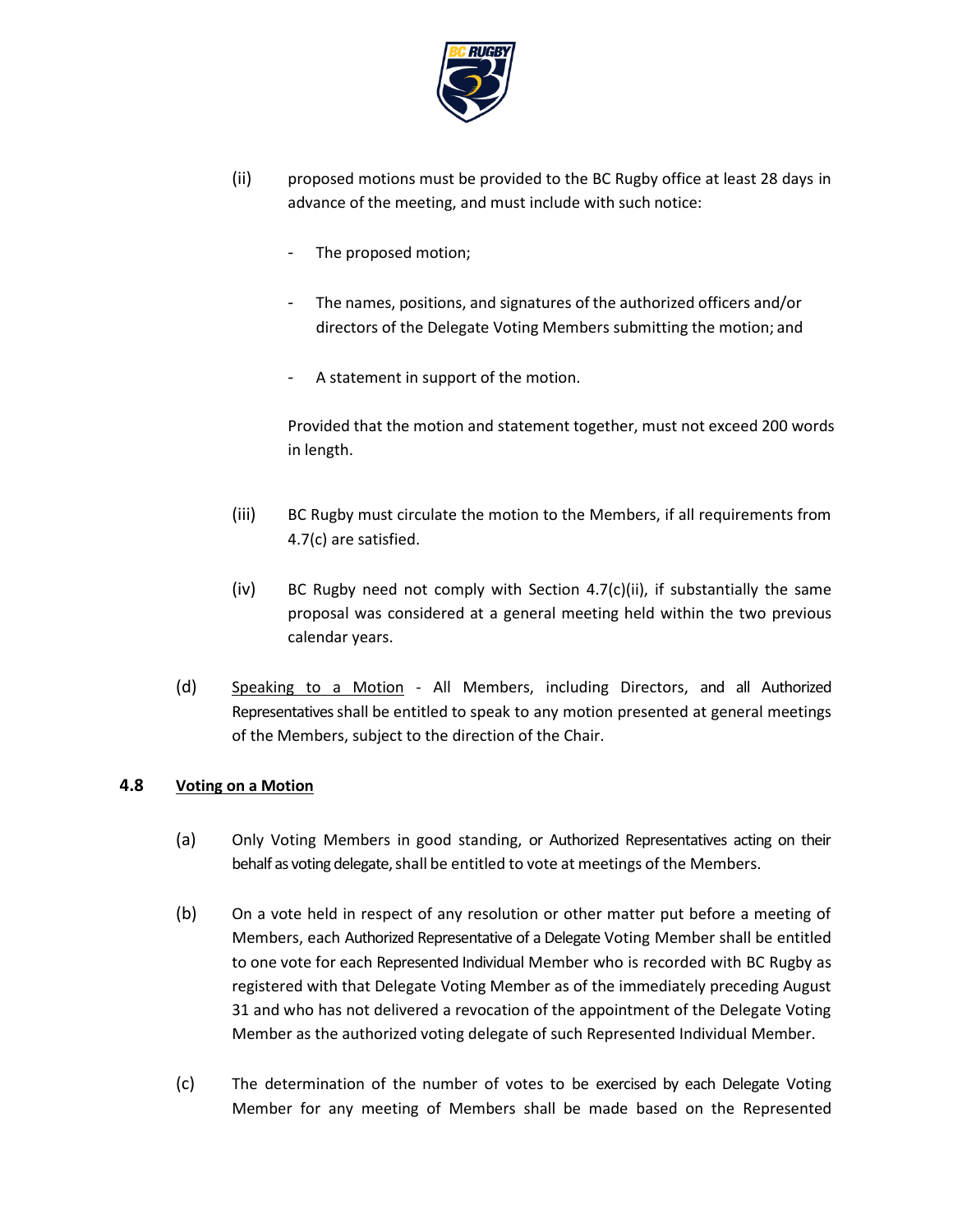(ii) proposed motions must be provided to the BC Rugby office at least 28 days in advance of the meeting, and must include with such notice:

- The proposed motion;
- The names, positions, and signatures of the authorized officers and/or directors of the Delegate Voting Members submitting the motion; and
- A statement in support of the motion.

Provided that the motion and statement together, must not exceed 200 words in length.

(iii) BC Rugby must circulate the motion to the Members, if all requirements from 4.7(c) are satisfied.

(iv) BC Rugby need not comply with Section 4.7(c)(ii), if substantially the same proposal was considered at a general meeting held within the two previous calendar years.

(d) Speaking to a Motion - All Members, including Directors, and all Authorized Representatives shall be entitled to speak to any motion presented at general meetings of the Members, subject to the direction of the Chair.

### 4.8 Voting on a Motion

(a) Only Voting Members in good standing, or Authorized Representatives acting on their behalf as voting delegate, shall be entitled to vote at meetings of the Members.

(b) On a vote held in respect of any resolution or other matter put before a meeting of Members, each Authorized Representative of a Delegate Voting Member shall be entitled to one vote for each Represented Individual Member who is recorded with BC Rugby as registered with that Delegate Voting Member as of the immediately preceding August 31 and who has not delivered a revocation of the appointment of the Delegate Voting Member as the authorized voting delegate of such Represented Individual Member.

(c) The determination of the number of votes to be exercised by each Delegate Voting Member for any meeting of Members shall be made based on the Represented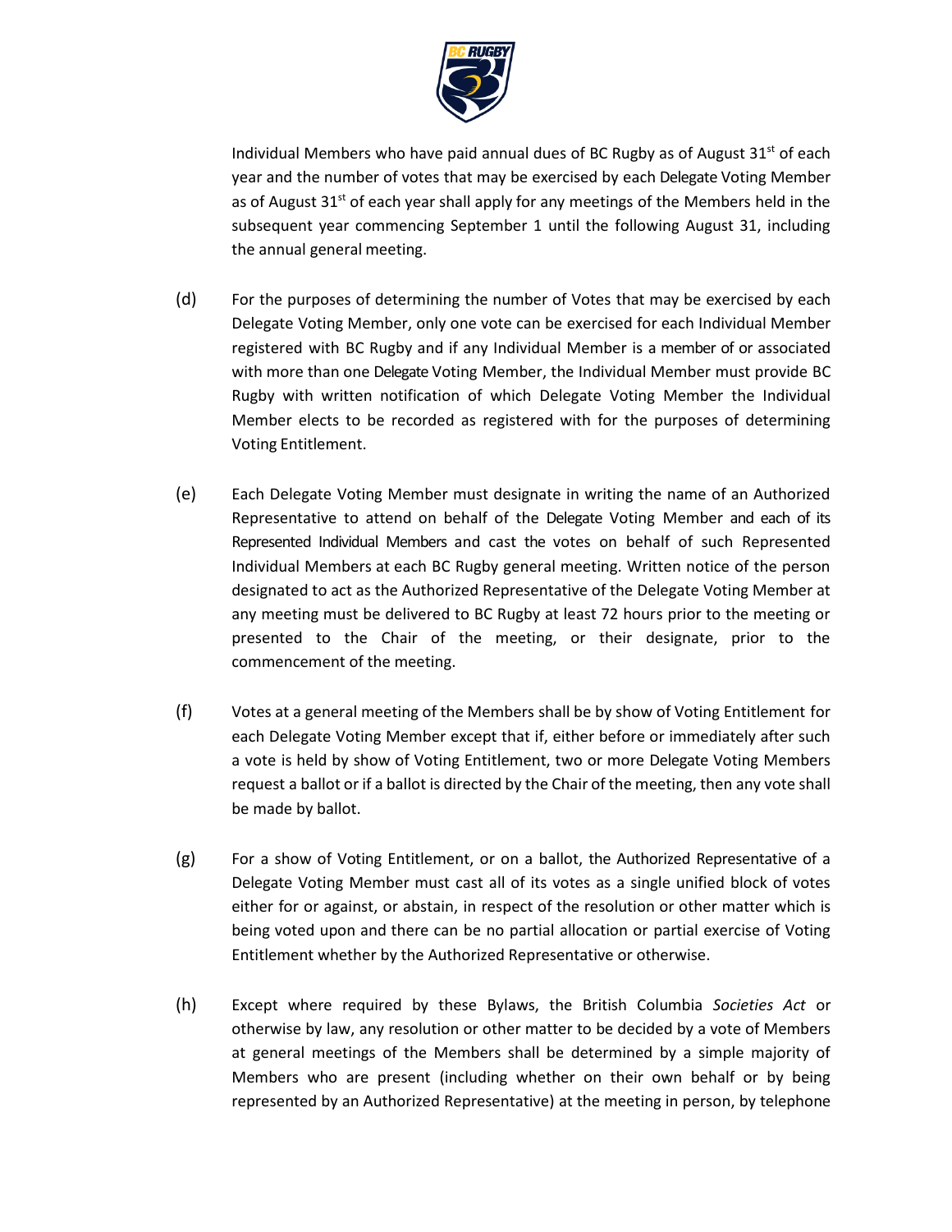Individual Members who have paid annual dues of BC Rugby as of August 31st of each year and the number of votes that may be exercised by each Delegate Voting Member as of August 31st of each year shall apply for any meetings of the Members held in the subsequent year commencing September 1 until the following August 31, including the annual general meeting.

(d) For the purposes of determining the number of Votes that may be exercised by each Delegate Voting Member, only one vote can be exercised for each Individual Member registered with BC Rugby and if any Individual Member is a member of or associated with more than one Delegate Voting Member, the Individual Member must provide BC Rugby with written notification of which Delegate Voting Member the Individual Member elects to be recorded as registered with for the purposes of determining Voting Entitlement.

(e) Each Delegate Voting Member must designate in writing the name of an Authorized Representative to attend on behalf of the Delegate Voting Member and each of its Represented Individual Members and cast the votes on behalf of such Represented Individual Members at each BC Rugby general meeting. Written notice of the person designated to act as the Authorized Representative of the Delegate Voting Member at any meeting must be delivered to BC Rugby at least 72 hours prior to the meeting or presented to the Chair of the meeting, or their designate, prior to the commencement of the meeting.

(f) Votes at a general meeting of the Members shall be by show of Voting Entitlement for each Delegate Voting Member except that if, either before or immediately after such a vote is held by show of Voting Entitlement, two or more Delegate Voting Members request a ballot or if a ballot is directed by the Chair of the meeting, then any vote shall be made by ballot.

(g) For a show of Voting Entitlement, or on a ballot, the Authorized Representative of a Delegate Voting Member must cast all of its votes as a single unified block of votes either for or against, or abstain, in respect of the resolution or other matter which is being voted upon and there can be no partial allocation or partial exercise of Voting Entitlement whether by the Authorized Representative or otherwise.

(h) Except where required by these Bylaws, the British Columbia *Societies Act* or otherwise by law, any resolution or other matter to be decided by a vote of Members at general meetings of the Members shall be determined by a simple majority of Members who are present (including whether on their own behalf or by being represented by an Authorized Representative) at the meeting in person, by telephone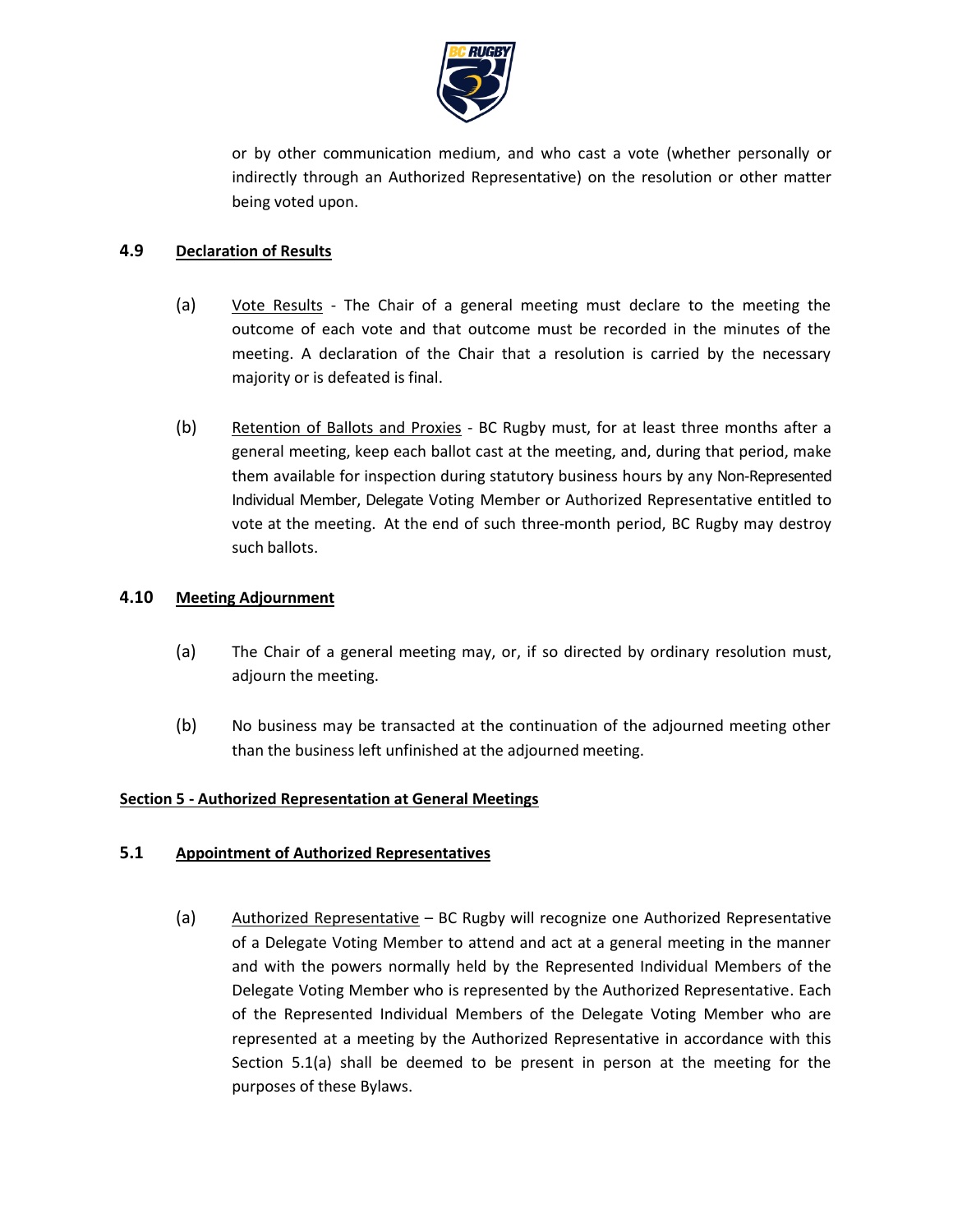or by other communication medium, and who cast a vote (whether personally or indirectly through an Authorized Representative) on the resolution or other matter being voted upon.

### 4.9 Declaration of Results

(a) Vote Results - The Chair of a general meeting must declare to the meeting the outcome of each vote and that outcome must be recorded in the minutes of the meeting. A declaration of the Chair that a resolution is carried by the necessary majority or is defeated is final.

(b) Retention of Ballots and Proxies - BC Rugby must, for at least three months after a general meeting, keep each ballot cast at the meeting, and, during that period, make them available for inspection during statutory business hours by any Non-Represented Individual Member, Delegate Voting Member or Authorized Representative entitled to vote at the meeting. At the end of such three-month period, BC Rugby may destroy such ballots.

### 4.10 Meeting Adjournment

(a) The Chair of a general meeting may, or, if so directed by ordinary resolution must, adjourn the meeting.

(b) No business may be transacted at the continuation of the adjourned meeting other than the business left unfinished at the adjourned meeting.

## Section 5 - Authorized Representation at General Meetings

### 5.1 Appointment of Authorized Representatives

(a) Authorized Representative – BC Rugby will recognize one Authorized Representative of a Delegate Voting Member to attend and act at a general meeting in the manner and with the powers normally held by the Represented Individual Members of the Delegate Voting Member who is represented by the Authorized Representative. Each of the Represented Individual Members of the Delegate Voting Member who are represented at a meeting by the Authorized Representative in accordance with this Section 5.1(a) shall be deemed to be present in person at the meeting for the purposes of these Bylaws.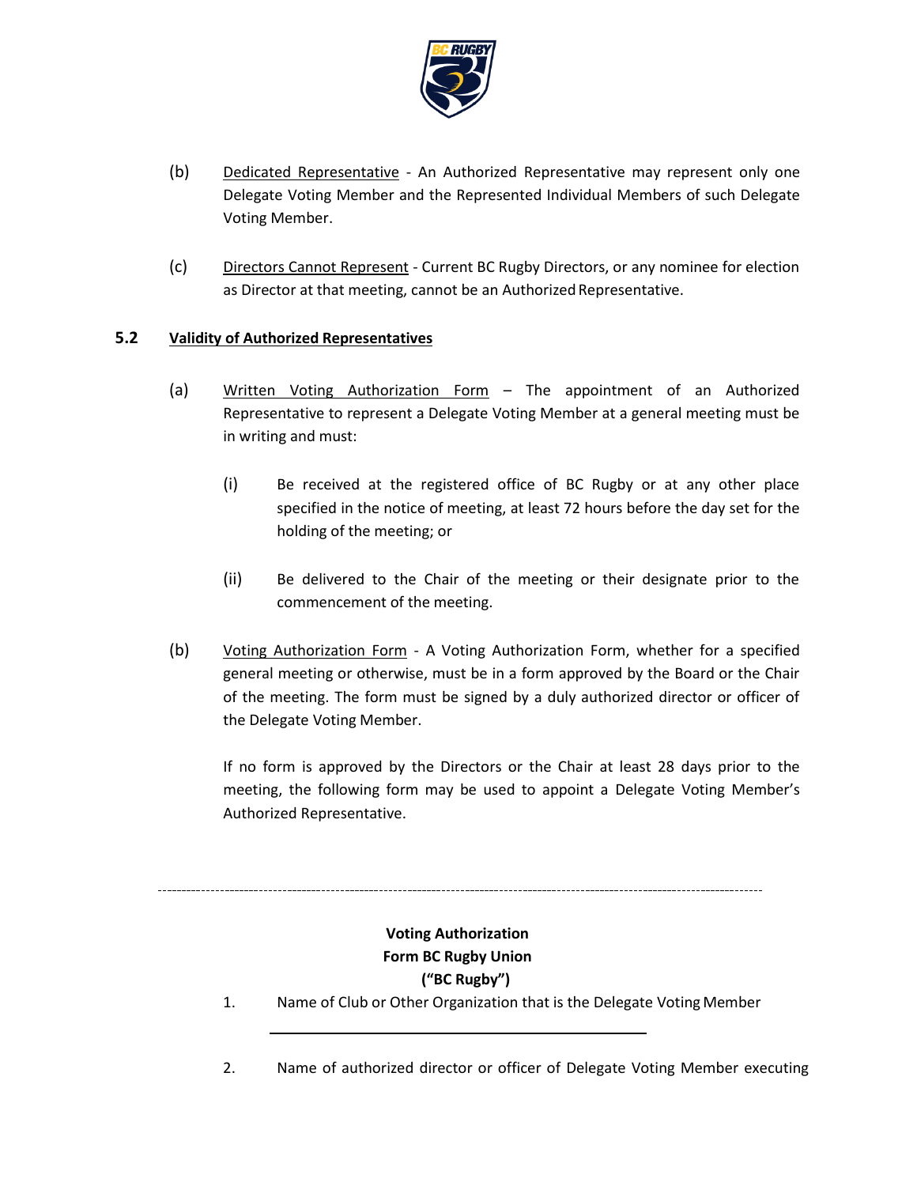(b) Dedicated Representative - An Authorized Representative may represent only one Delegate Voting Member and the Represented Individual Members of such Delegate Voting Member.

(c) Directors Cannot Represent - Current BC Rugby Directors, or any nominee for election as Director at that meeting, cannot be an Authorized Representative.

### 5.2 Validity of Authorized Representatives

(a) Written Voting Authorization Form – The appointment of an Authorized Representative to represent a Delegate Voting Member at a general meeting must be in writing and must:

(i) Be received at the registered office of BC Rugby or at any other place specified in the notice of meeting, at least 72 hours before the day set for the holding of the meeting; or

(ii) Be delivered to the Chair of the meeting or their designate prior to the commencement of the meeting.

(b) Voting Authorization Form - A Voting Authorization Form, whether for a specified general meeting or otherwise, must be in a form approved by the Board or the Chair of the meeting. The form must be signed by a duly authorized director or officer of the Delegate Voting Member.

If no form is approved by the Directors or the Chair at least 28 days prior to the meeting, the following form may be used to appoint a Delegate Voting Member's Authorized Representative.

---

**Voting Authorization**
**Form BC Rugby Union**
**("BC Rugby")**

1. Name of Club or Other Organization that is the Delegate Voting Member

   ______________________________________

2. Name of authorized director or officer of Delegate Voting Member executing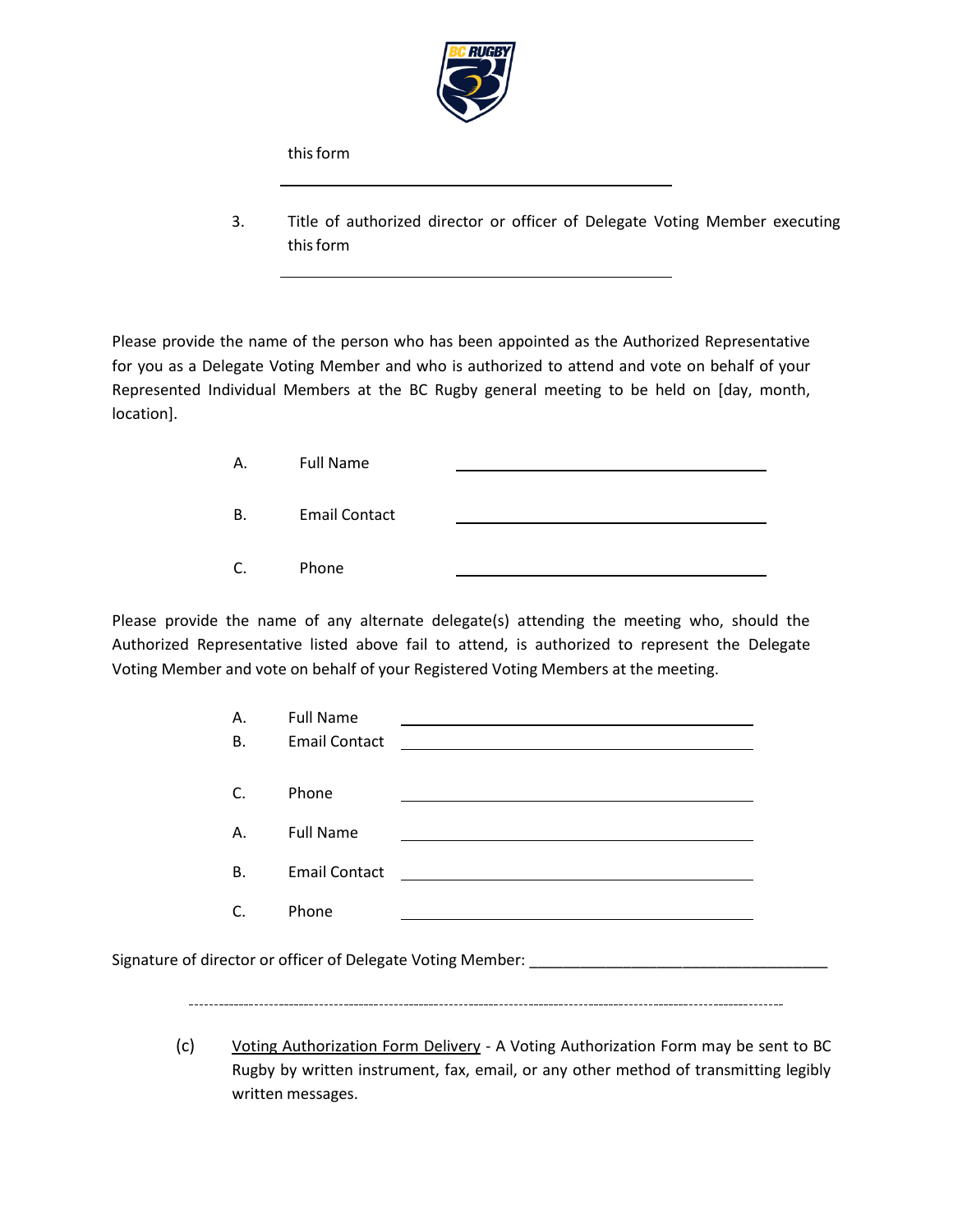this form

\_\_\_\_\_\_\_\_\_\_\_\_\_\_\_\_\_\_\_\_\_\_\_\_\_\_\_\_\_\_\_\_\_\_\_\_\_\_\_\_

3. Title of authorized director or officer of Delegate Voting Member executing this form

\_\_\_\_\_\_\_\_\_\_\_\_\_\_\_\_\_\_\_\_\_\_\_\_\_\_\_\_\_\_\_\_\_\_\_\_\_\_\_\_

Please provide the name of the person who has been appointed as the Authorized Representative for you as a Delegate Voting Member and who is authorized to attend and vote on behalf of your Represented Individual Members at the BC Rugby general meeting to be held on [day, month, location].

A. Full Name \_\_\_\_\_\_\_\_\_\_\_\_\_\_\_\_\_\_\_\_\_\_\_\_\_\_\_\_\_\_\_\_

B. Email Contact \_\_\_\_\_\_\_\_\_\_\_\_\_\_\_\_\_\_\_\_\_\_\_\_\_\_\_\_\_\_\_\_

C. Phone \_\_\_\_\_\_\_\_\_\_\_\_\_\_\_\_\_\_\_\_\_\_\_\_\_\_\_\_\_\_\_\_

Please provide the name of any alternate delegate(s) attending the meeting who, should the Authorized Representative listed above fail to attend, is authorized to represent the Delegate Voting Member and vote on behalf of your Registered Voting Members at the meeting.

A. Full Name \_\_\_\_\_\_\_\_\_\_\_\_\_\_\_\_\_\_\_\_\_\_\_\_\_\_\_\_\_\_\_\_

B. Email Contact \_\_\_\_\_\_\_\_\_\_\_\_\_\_\_\_\_\_\_\_\_\_\_\_\_\_\_\_\_\_\_\_

C. Phone \_\_\_\_\_\_\_\_\_\_\_\_\_\_\_\_\_\_\_\_\_\_\_\_\_\_\_\_\_\_\_\_

A. Full Name \_\_\_\_\_\_\_\_\_\_\_\_\_\_\_\_\_\_\_\_\_\_\_\_\_\_\_\_\_\_\_\_

B. Email Contact \_\_\_\_\_\_\_\_\_\_\_\_\_\_\_\_\_\_\_\_\_\_\_\_\_\_\_\_\_\_\_\_

C. Phone \_\_\_\_\_\_\_\_\_\_\_\_\_\_\_\_\_\_\_\_\_\_\_\_\_\_\_\_\_\_\_\_

Signature of director or officer of Delegate Voting Member: \_\_\_\_\_\_\_\_\_\_\_\_\_\_\_\_\_\_\_\_\_\_\_\_\_\_\_\_\_\_\_\_\_\_\_

---

(c) Voting Authorization Form Delivery - A Voting Authorization Form may be sent to BC Rugby by written instrument, fax, email, or any other method of transmitting legibly written messages.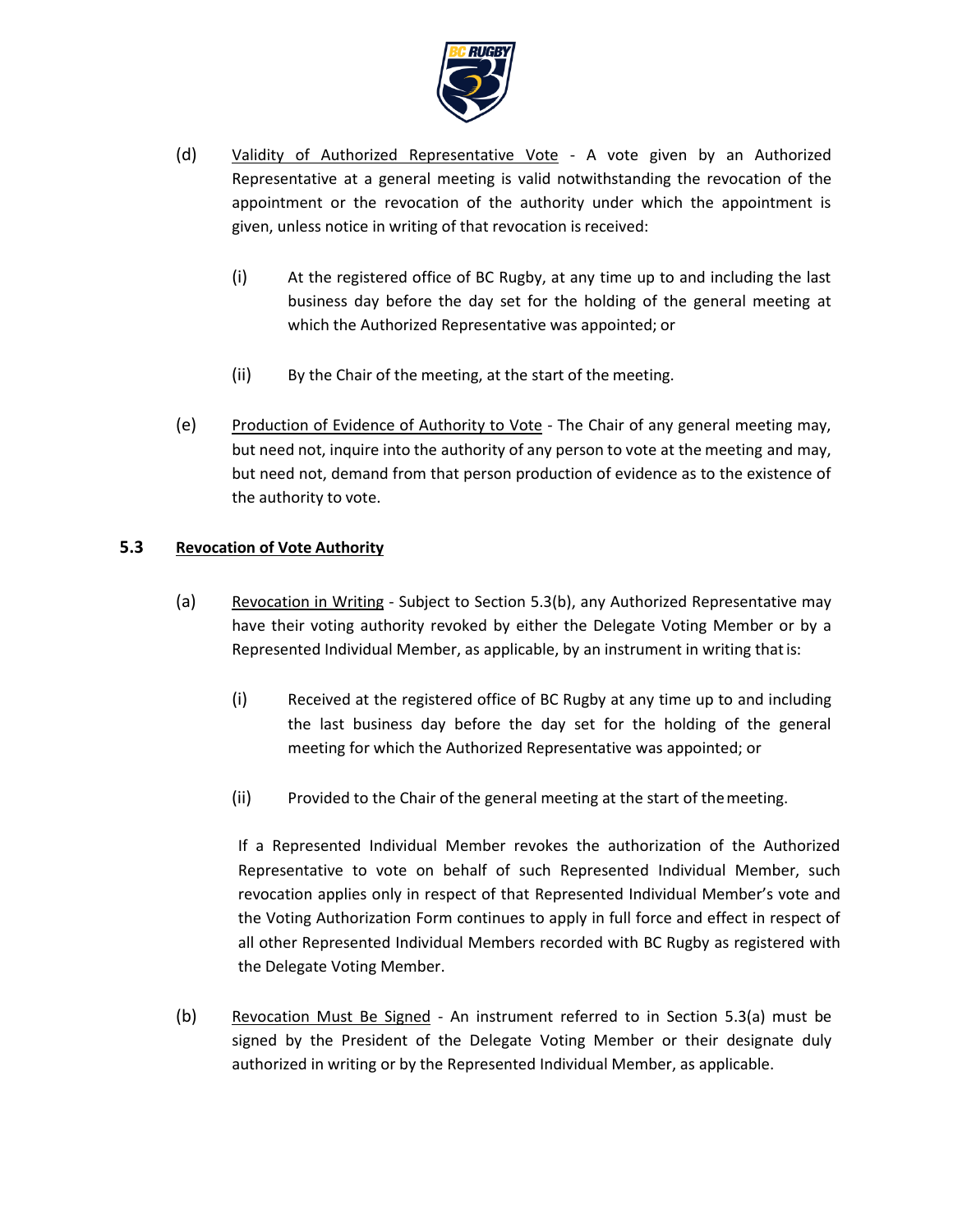(d) Validity of Authorized Representative Vote - A vote given by an Authorized Representative at a general meeting is valid notwithstanding the revocation of the appointment or the revocation of the authority under which the appointment is given, unless notice in writing of that revocation is received:

(i) At the registered office of BC Rugby, at any time up to and including the last business day before the day set for the holding of the general meeting at which the Authorized Representative was appointed; or

(ii) By the Chair of the meeting, at the start of the meeting.

(e) Production of Evidence of Authority to Vote - The Chair of any general meeting may, but need not, inquire into the authority of any person to vote at the meeting and may, but need not, demand from that person production of evidence as to the existence of the authority to vote.

### 5.3 Revocation of Vote Authority

(a) Revocation in Writing - Subject to Section 5.3(b), any Authorized Representative may have their voting authority revoked by either the Delegate Voting Member or by a Represented Individual Member, as applicable, by an instrument in writing that is:

(i) Received at the registered office of BC Rugby at any time up to and including the last business day before the day set for the holding of the general meeting for which the Authorized Representative was appointed; or

(ii) Provided to the Chair of the general meeting at the start of the meeting.

If a Represented Individual Member revokes the authorization of the Authorized Representative to vote on behalf of such Represented Individual Member, such revocation applies only in respect of that Represented Individual Member's vote and the Voting Authorization Form continues to apply in full force and effect in respect of all other Represented Individual Members recorded with BC Rugby as registered with the Delegate Voting Member.

(b) Revocation Must Be Signed - An instrument referred to in Section 5.3(a) must be signed by the President of the Delegate Voting Member or their designate duly authorized in writing or by the Represented Individual Member, as applicable.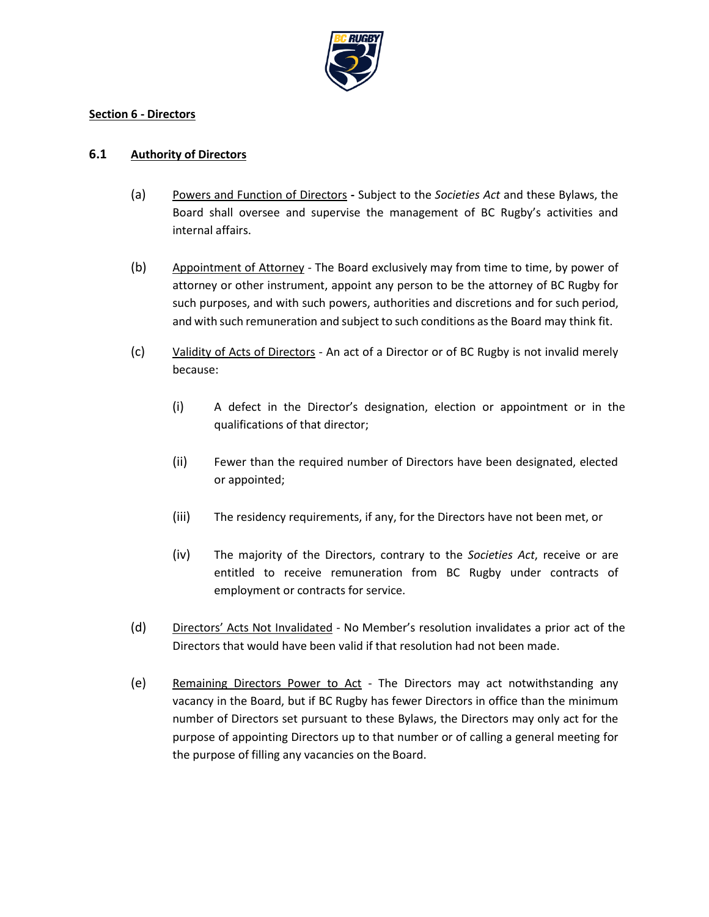**Section 6 - Directors**

## 6.1 Authority of Directors

(a) Powers and Function of Directors **-** Subject to the *Societies Act* and these Bylaws, the Board shall oversee and supervise the management of BC Rugby's activities and internal affairs.

(b) Appointment of Attorney - The Board exclusively may from time to time, by power of attorney or other instrument, appoint any person to be the attorney of BC Rugby for such purposes, and with such powers, authorities and discretions and for such period, and with such remuneration and subject to such conditions as the Board may think fit.

(c) Validity of Acts of Directors - An act of a Director or of BC Rugby is not invalid merely because:

  (i) A defect in the Director's designation, election or appointment or in the qualifications of that director;

  (ii) Fewer than the required number of Directors have been designated, elected or appointed;

  (iii) The residency requirements, if any, for the Directors have not been met, or

  (iv) The majority of the Directors, contrary to the *Societies Act*, receive or are entitled to receive remuneration from BC Rugby under contracts of employment or contracts for service.

(d) Directors' Acts Not Invalidated - No Member's resolution invalidates a prior act of the Directors that would have been valid if that resolution had not been made.

(e) Remaining Directors Power to Act - The Directors may act notwithstanding any vacancy in the Board, but if BC Rugby has fewer Directors in office than the minimum number of Directors set pursuant to these Bylaws, the Directors may only act for the purpose of appointing Directors up to that number or of calling a general meeting for the purpose of filling any vacancies on the Board.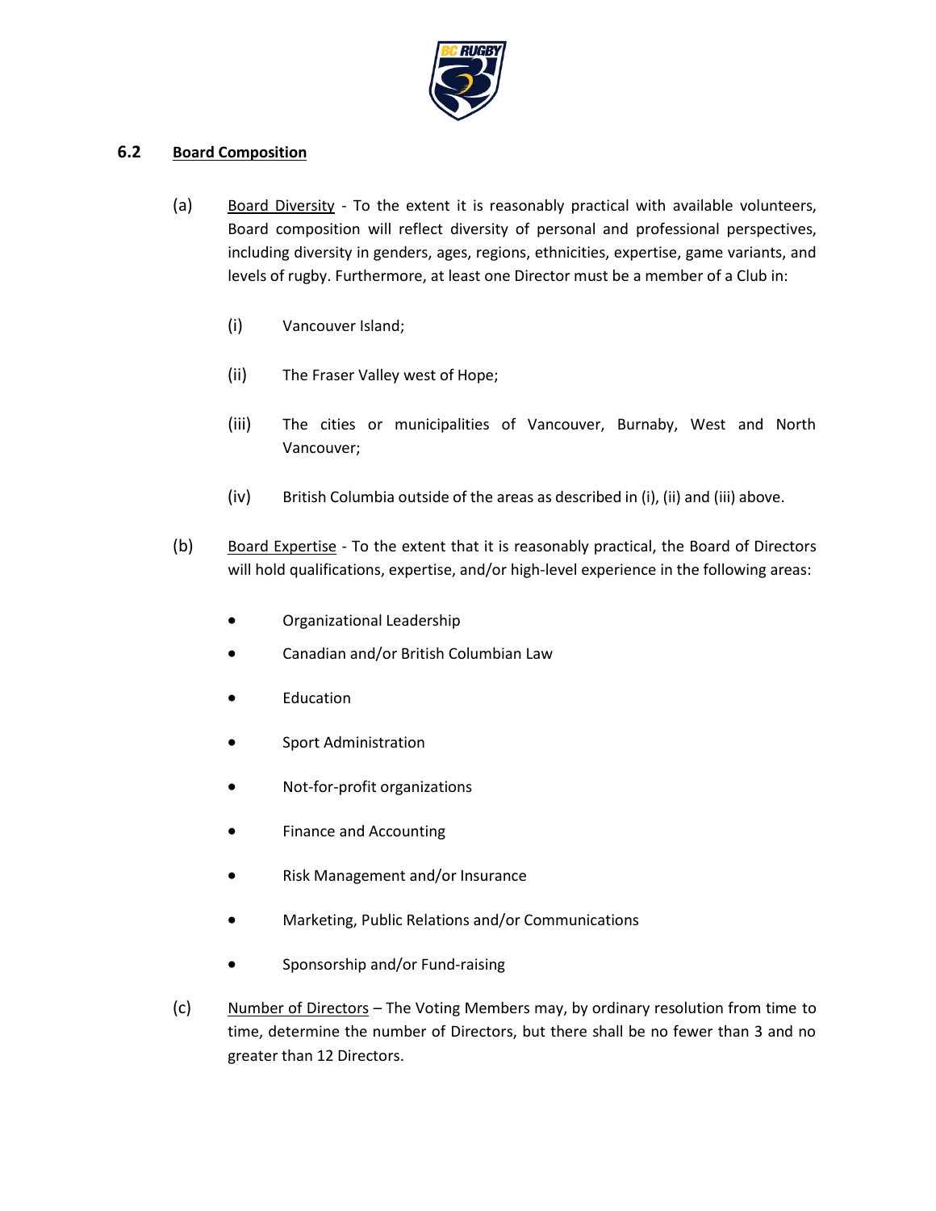## 6.2 Board Composition

(a) Board Diversity - To the extent it is reasonably practical with available volunteers, Board composition will reflect diversity of personal and professional perspectives, including diversity in genders, ages, regions, ethnicities, expertise, game variants, and levels of rugby. Furthermore, at least one Director must be a member of a Club in:

  (i) Vancouver Island;

  (ii) The Fraser Valley west of Hope;

  (iii) The cities or municipalities of Vancouver, Burnaby, West and North Vancouver;

  (iv) British Columbia outside of the areas as described in (i), (ii) and (iii) above.

(b) Board Expertise - To the extent that it is reasonably practical, the Board of Directors will hold qualifications, expertise, and/or high-level experience in the following areas:

- Organizational Leadership
- Canadian and/or British Columbian Law
- Education
- Sport Administration
- Not-for-profit organizations
- Finance and Accounting
- Risk Management and/or Insurance
- Marketing, Public Relations and/or Communications
- Sponsorship and/or Fund-raising

(c) Number of Directors – The Voting Members may, by ordinary resolution from time to time, determine the number of Directors, but there shall be no fewer than 3 and no greater than 12 Directors.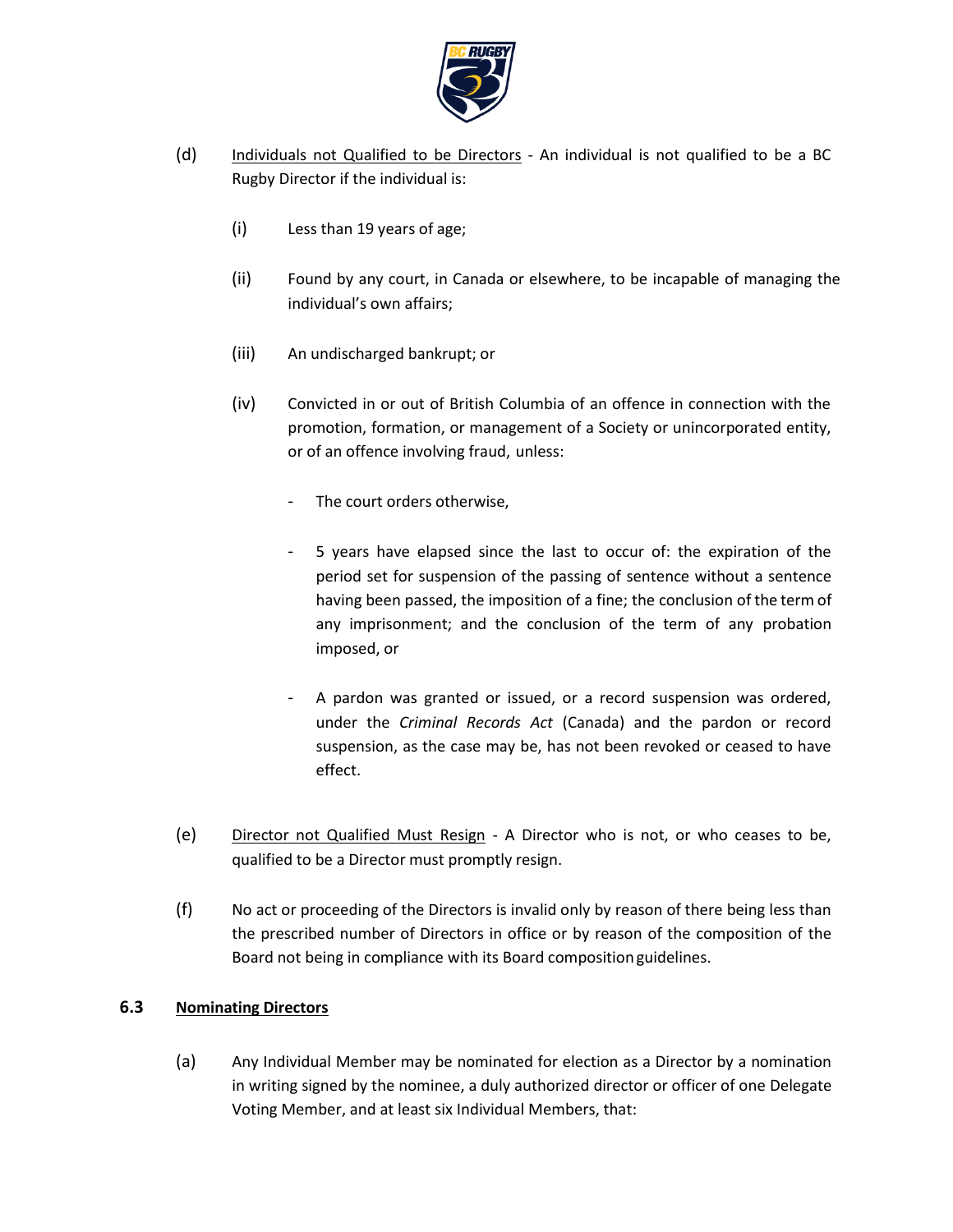(d) Individuals not Qualified to be Directors - An individual is not qualified to be a BC Rugby Director if the individual is:

(i) Less than 19 years of age;

(ii) Found by any court, in Canada or elsewhere, to be incapable of managing the individual's own affairs;

(iii) An undischarged bankrupt; or

(iv) Convicted in or out of British Columbia of an offence in connection with the promotion, formation, or management of a Society or unincorporated entity, or of an offence involving fraud, unless:

- The court orders otherwise,

- 5 years have elapsed since the last to occur of: the expiration of the period set for suspension of the passing of sentence without a sentence having been passed, the imposition of a fine; the conclusion of the term of any imprisonment; and the conclusion of the term of any probation imposed, or

- A pardon was granted or issued, or a record suspension was ordered, under the *Criminal Records Act* (Canada) and the pardon or record suspension, as the case may be, has not been revoked or ceased to have effect.

(e) Director not Qualified Must Resign - A Director who is not, or who ceases to be, qualified to be a Director must promptly resign.

(f) No act or proceeding of the Directors is invalid only by reason of there being less than the prescribed number of Directors in office or by reason of the composition of the Board not being in compliance with its Board composition guidelines.

### 6.3 Nominating Directors

(a) Any Individual Member may be nominated for election as a Director by a nomination in writing signed by the nominee, a duly authorized director or officer of one Delegate Voting Member, and at least six Individual Members, that: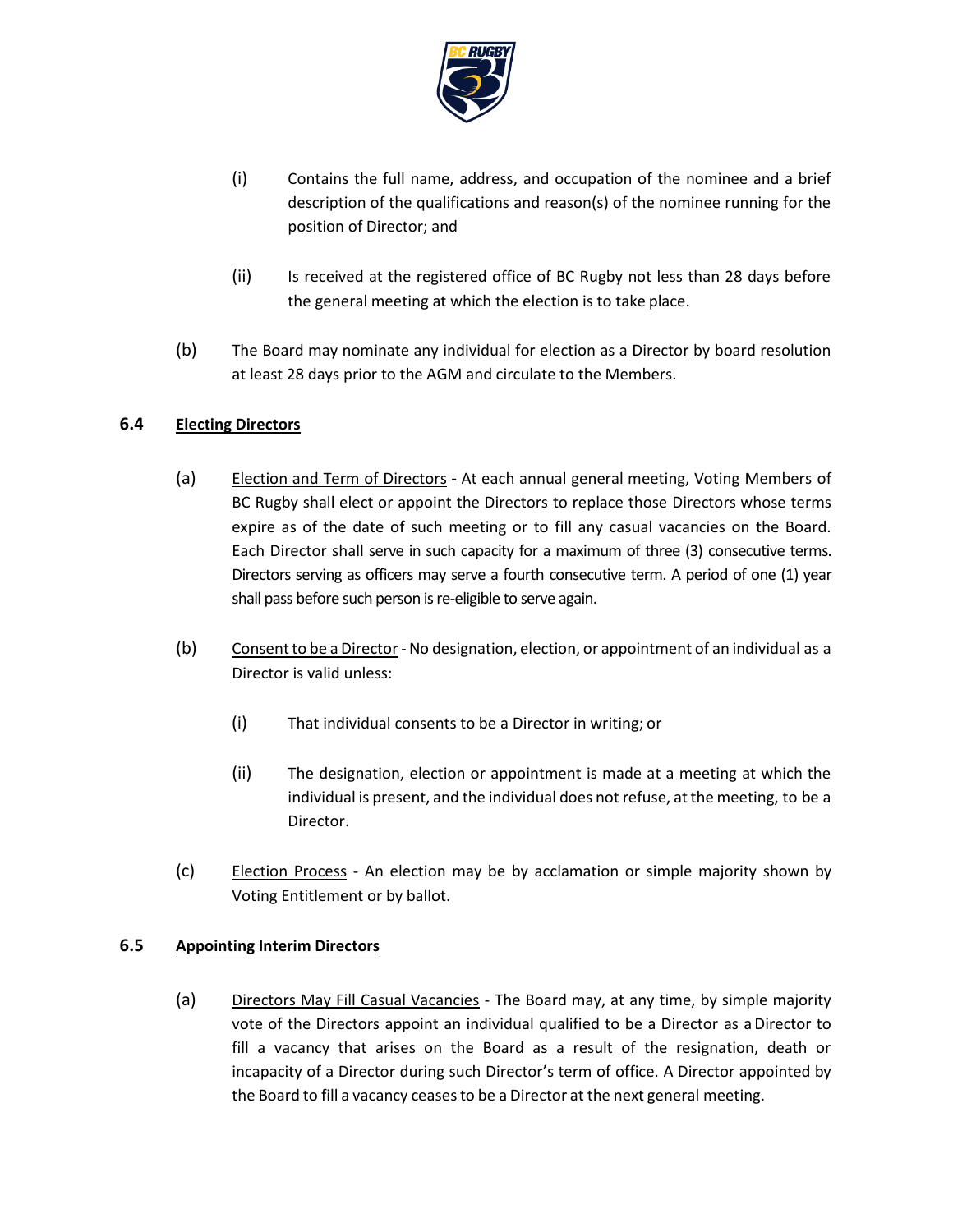(i) Contains the full name, address, and occupation of the nominee and a brief description of the qualifications and reason(s) of the nominee running for the position of Director; and

(ii) Is received at the registered office of BC Rugby not less than 28 days before the general meeting at which the election is to take place.

(b) The Board may nominate any individual for election as a Director by board resolution at least 28 days prior to the AGM and circulate to the Members.

### 6.4 Electing Directors

(a) Election and Term of Directors **-** At each annual general meeting, Voting Members of BC Rugby shall elect or appoint the Directors to replace those Directors whose terms expire as of the date of such meeting or to fill any casual vacancies on the Board. Each Director shall serve in such capacity for a maximum of three (3) consecutive terms. Directors serving as officers may serve a fourth consecutive term. A period of one (1) year shall pass before such person is re-eligible to serve again.

(b) Consent to be a Director - No designation, election, or appointment of an individual as a Director is valid unless:

(i) That individual consents to be a Director in writing; or

(ii) The designation, election or appointment is made at a meeting at which the individual is present, and the individual does not refuse, at the meeting, to be a Director.

(c) Election Process - An election may be by acclamation or simple majority shown by Voting Entitlement or by ballot.

### 6.5 Appointing Interim Directors

(a) Directors May Fill Casual Vacancies - The Board may, at any time, by simple majority vote of the Directors appoint an individual qualified to be a Director as a Director to fill a vacancy that arises on the Board as a result of the resignation, death or incapacity of a Director during such Director's term of office. A Director appointed by the Board to fill a vacancy ceases to be a Director at the next general meeting.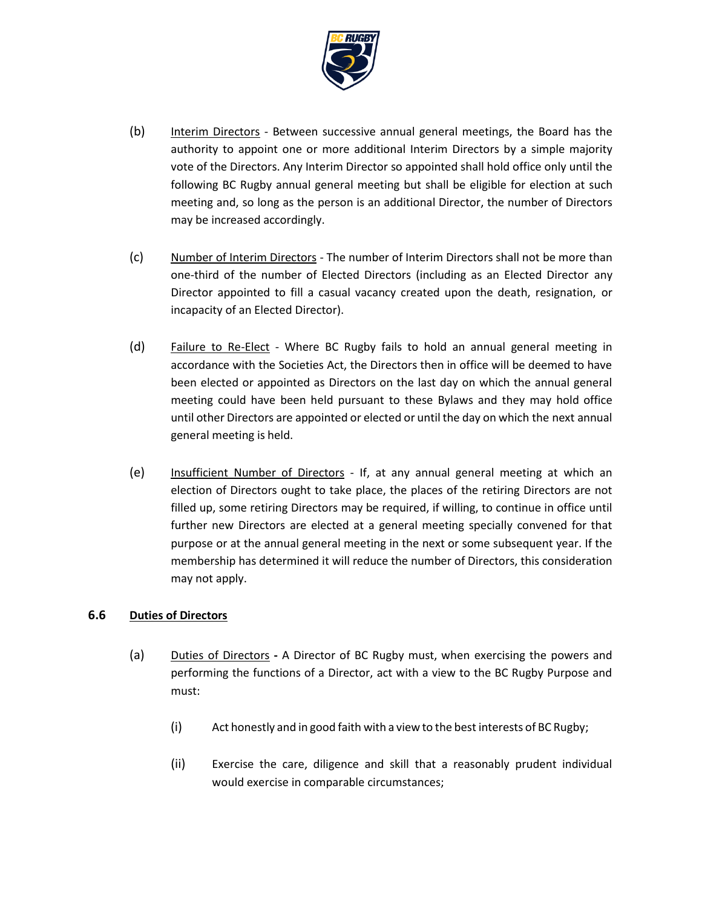(b) Interim Directors - Between successive annual general meetings, the Board has the authority to appoint one or more additional Interim Directors by a simple majority vote of the Directors. Any Interim Director so appointed shall hold office only until the following BC Rugby annual general meeting but shall be eligible for election at such meeting and, so long as the person is an additional Director, the number of Directors may be increased accordingly.

(c) Number of Interim Directors - The number of Interim Directors shall not be more than one-third of the number of Elected Directors (including as an Elected Director any Director appointed to fill a casual vacancy created upon the death, resignation, or incapacity of an Elected Director).

(d) Failure to Re-Elect - Where BC Rugby fails to hold an annual general meeting in accordance with the Societies Act, the Directors then in office will be deemed to have been elected or appointed as Directors on the last day on which the annual general meeting could have been held pursuant to these Bylaws and they may hold office until other Directors are appointed or elected or until the day on which the next annual general meeting is held.

(e) Insufficient Number of Directors - If, at any annual general meeting at which an election of Directors ought to take place, the places of the retiring Directors are not filled up, some retiring Directors may be required, if willing, to continue in office until further new Directors are elected at a general meeting specially convened for that purpose or at the annual general meeting in the next or some subsequent year. If the membership has determined it will reduce the number of Directors, this consideration may not apply.

### 6.6 Duties of Directors

(a) Duties of Directors **-** A Director of BC Rugby must, when exercising the powers and performing the functions of a Director, act with a view to the BC Rugby Purpose and must:

(i) Act honestly and in good faith with a view to the best interests of BC Rugby;

(ii) Exercise the care, diligence and skill that a reasonably prudent individual would exercise in comparable circumstances;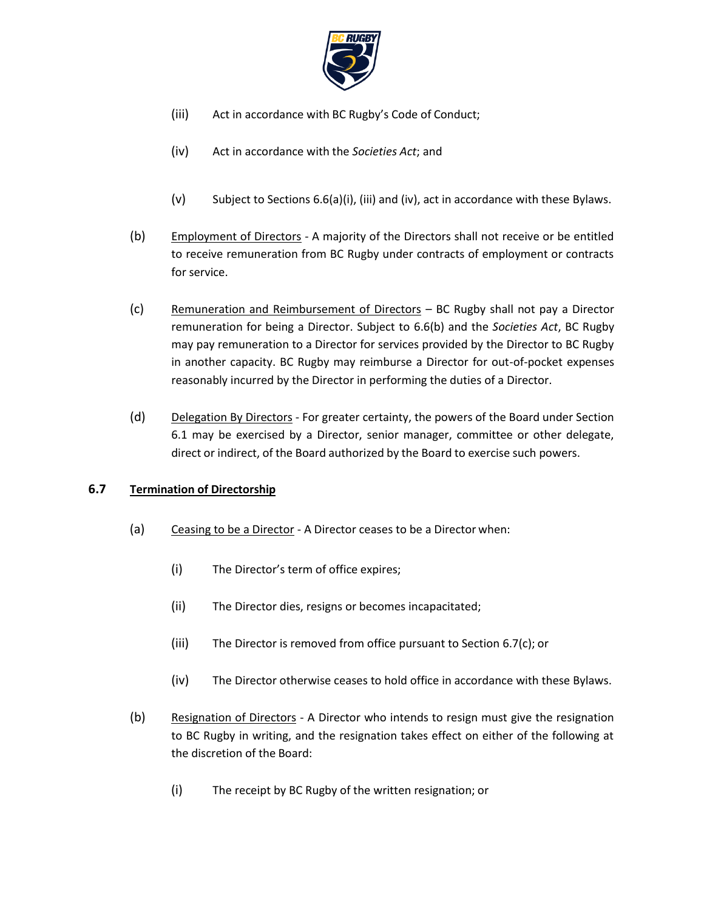(iii) Act in accordance with BC Rugby's Code of Conduct;

(iv) Act in accordance with the *Societies Act*; and

(v) Subject to Sections 6.6(a)(i), (iii) and (iv), act in accordance with these Bylaws.

(b) Employment of Directors - A majority of the Directors shall not receive or be entitled to receive remuneration from BC Rugby under contracts of employment or contracts for service.

(c) Remuneration and Reimbursement of Directors – BC Rugby shall not pay a Director remuneration for being a Director. Subject to 6.6(b) and the *Societies Act*, BC Rugby may pay remuneration to a Director for services provided by the Director to BC Rugby in another capacity. BC Rugby may reimburse a Director for out-of-pocket expenses reasonably incurred by the Director in performing the duties of a Director.

(d) Delegation By Directors - For greater certainty, the powers of the Board under Section 6.1 may be exercised by a Director, senior manager, committee or other delegate, direct or indirect, of the Board authorized by the Board to exercise such powers.

### 6.7 Termination of Directorship

(a) Ceasing to be a Director - A Director ceases to be a Director when:

(i) The Director's term of office expires;

(ii) The Director dies, resigns or becomes incapacitated;

(iii) The Director is removed from office pursuant to Section 6.7(c); or

(iv) The Director otherwise ceases to hold office in accordance with these Bylaws.

(b) Resignation of Directors - A Director who intends to resign must give the resignation to BC Rugby in writing, and the resignation takes effect on either of the following at the discretion of the Board:

(i) The receipt by BC Rugby of the written resignation; or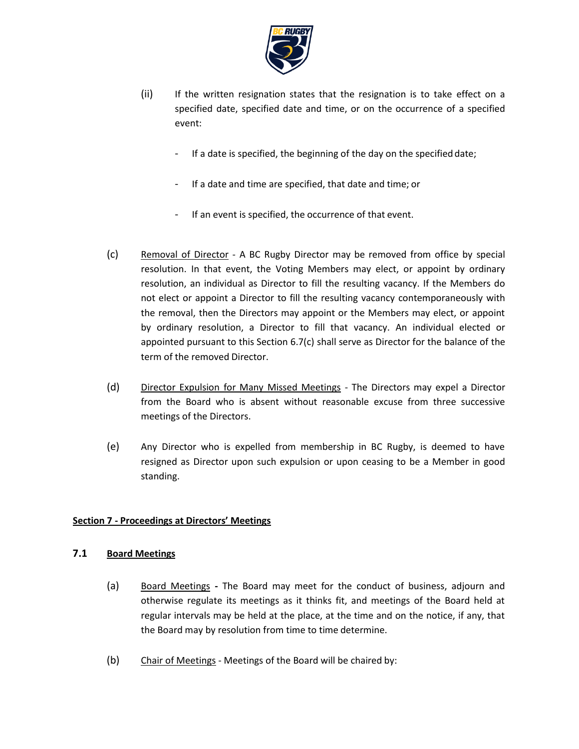(ii) If the written resignation states that the resignation is to take effect on a specified date, specified date and time, or on the occurrence of a specified event:

- If a date is specified, the beginning of the day on the specified date;
- If a date and time are specified, that date and time; or
- If an event is specified, the occurrence of that event.

(c) Removal of Director - A BC Rugby Director may be removed from office by special resolution. In that event, the Voting Members may elect, or appoint by ordinary resolution, an individual as Director to fill the resulting vacancy. If the Members do not elect or appoint a Director to fill the resulting vacancy contemporaneously with the removal, then the Directors may appoint or the Members may elect, or appoint by ordinary resolution, a Director to fill that vacancy. An individual elected or appointed pursuant to this Section 6.7(c) shall serve as Director for the balance of the term of the removed Director.

(d) Director Expulsion for Many Missed Meetings - The Directors may expel a Director from the Board who is absent without reasonable excuse from three successive meetings of the Directors.

(e) Any Director who is expelled from membership in BC Rugby, is deemed to have resigned as Director upon such expulsion or upon ceasing to be a Member in good standing.

## Section 7 - Proceedings at Directors' Meetings

### 7.1 Board Meetings

(a) Board Meetings - The Board may meet for the conduct of business, adjourn and otherwise regulate its meetings as it thinks fit, and meetings of the Board held at regular intervals may be held at the place, at the time and on the notice, if any, that the Board may by resolution from time to time determine.

(b) Chair of Meetings - Meetings of the Board will be chaired by: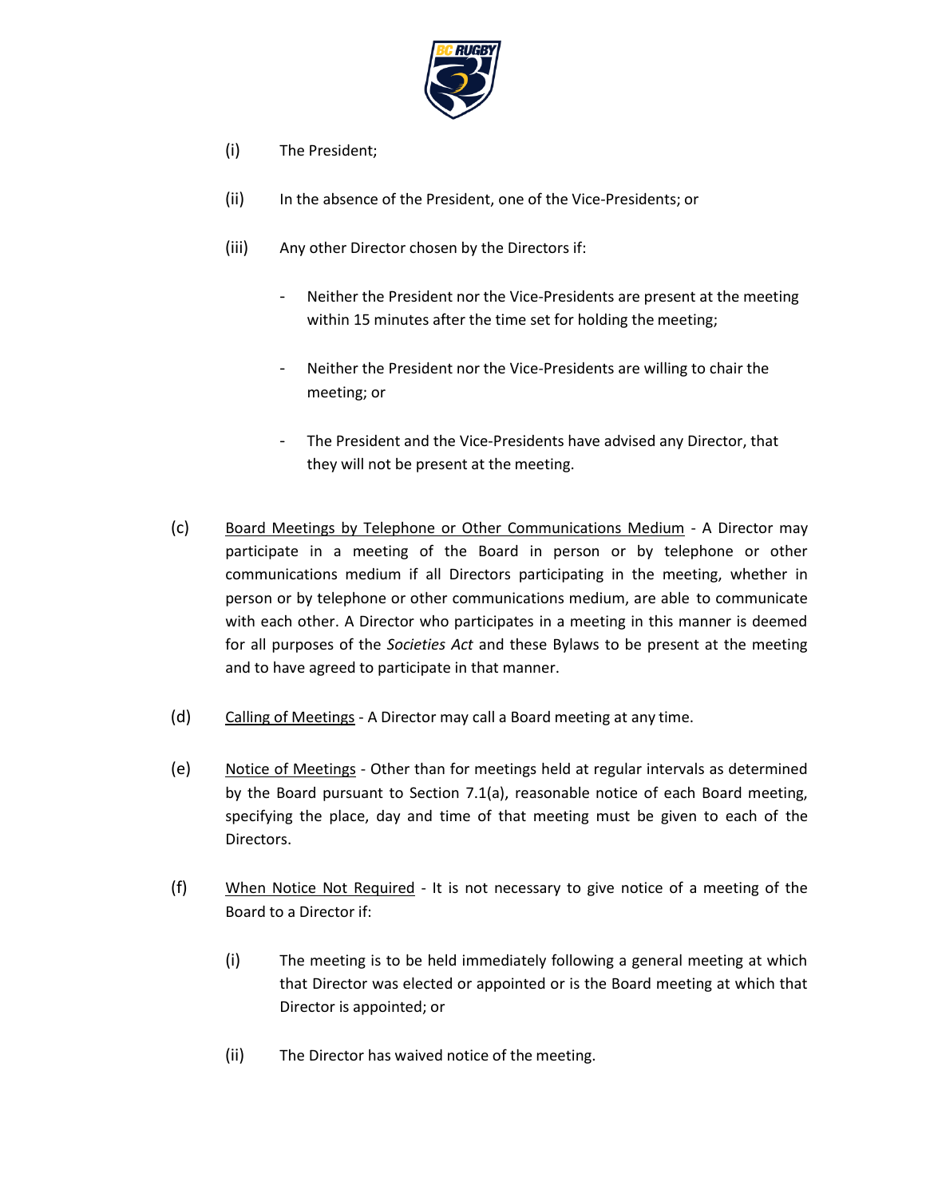(i) The President;

(ii) In the absence of the President, one of the Vice-Presidents; or

(iii) Any other Director chosen by the Directors if:

- Neither the President nor the Vice-Presidents are present at the meeting within 15 minutes after the time set for holding the meeting;

- Neither the President nor the Vice-Presidents are willing to chair the meeting; or

- The President and the Vice-Presidents have advised any Director, that they will not be present at the meeting.

(c) <u>Board Meetings by Telephone or Other Communications Medium</u> - A Director may participate in a meeting of the Board in person or by telephone or other communications medium if all Directors participating in the meeting, whether in person or by telephone or other communications medium, are able to communicate with each other. A Director who participates in a meeting in this manner is deemed for all purposes of the *Societies Act* and these Bylaws to be present at the meeting and to have agreed to participate in that manner.

(d) <u>Calling of Meetings</u> - A Director may call a Board meeting at any time.

(e) <u>Notice of Meetings</u> - Other than for meetings held at regular intervals as determined by the Board pursuant to Section 7.1(a), reasonable notice of each Board meeting, specifying the place, day and time of that meeting must be given to each of the Directors.

(f) <u>When Notice Not Required</u> - It is not necessary to give notice of a meeting of the Board to a Director if:

(i) The meeting is to be held immediately following a general meeting at which that Director was elected or appointed or is the Board meeting at which that Director is appointed; or

(ii) The Director has waived notice of the meeting.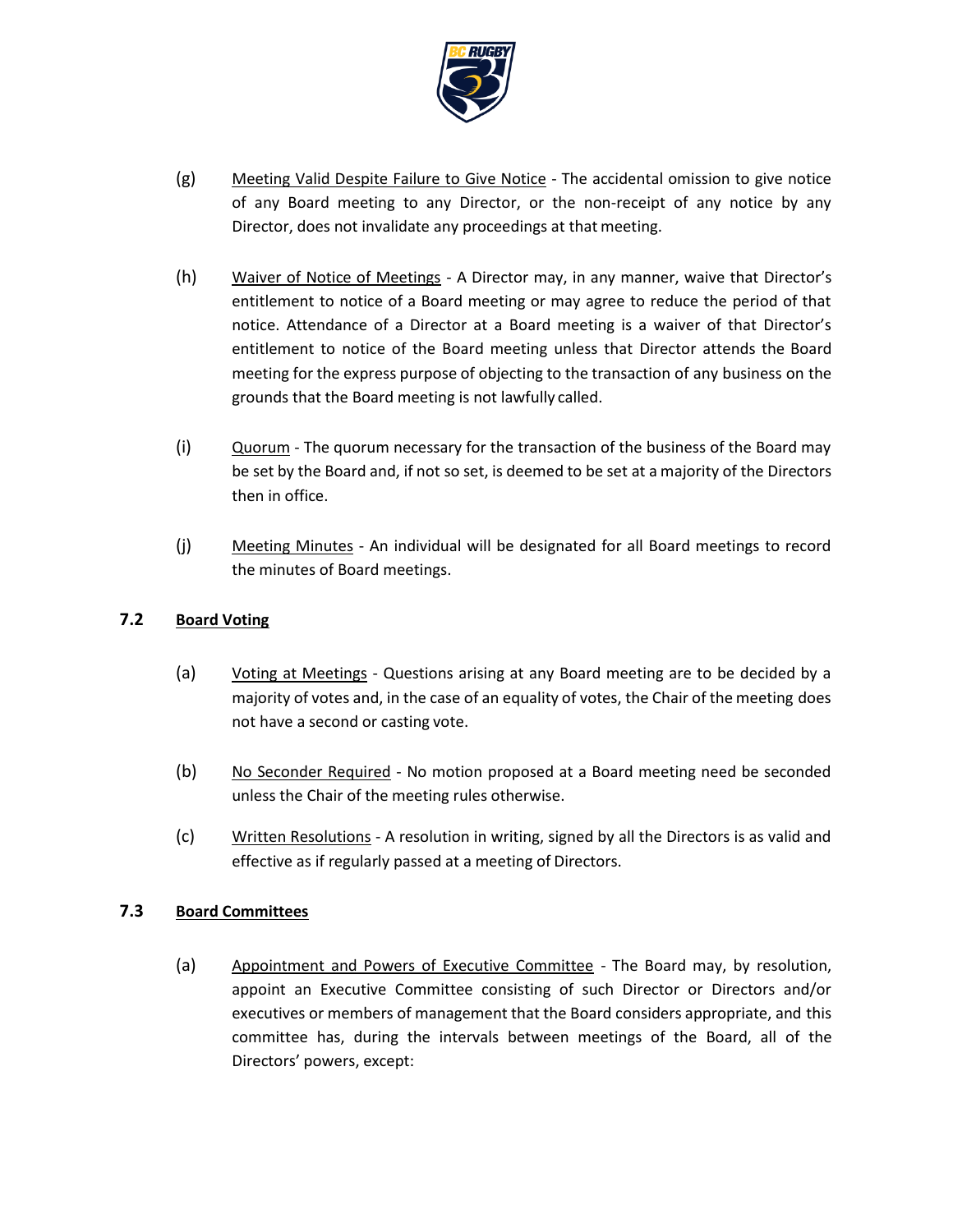(g) Meeting Valid Despite Failure to Give Notice - The accidental omission to give notice of any Board meeting to any Director, or the non-receipt of any notice by any Director, does not invalidate any proceedings at that meeting.

(h) Waiver of Notice of Meetings - A Director may, in any manner, waive that Director's entitlement to notice of a Board meeting or may agree to reduce the period of that notice. Attendance of a Director at a Board meeting is a waiver of that Director's entitlement to notice of the Board meeting unless that Director attends the Board meeting for the express purpose of objecting to the transaction of any business on the grounds that the Board meeting is not lawfully called.

(i) Quorum - The quorum necessary for the transaction of the business of the Board may be set by the Board and, if not so set, is deemed to be set at a majority of the Directors then in office.

(j) Meeting Minutes - An individual will be designated for all Board meetings to record the minutes of Board meetings.

### 7.2 Board Voting

(a) Voting at Meetings - Questions arising at any Board meeting are to be decided by a majority of votes and, in the case of an equality of votes, the Chair of the meeting does not have a second or casting vote.

(b) No Seconder Required - No motion proposed at a Board meeting need be seconded unless the Chair of the meeting rules otherwise.

(c) Written Resolutions - A resolution in writing, signed by all the Directors is as valid and effective as if regularly passed at a meeting of Directors.

### 7.3 Board Committees

(a) Appointment and Powers of Executive Committee - The Board may, by resolution, appoint an Executive Committee consisting of such Director or Directors and/or executives or members of management that the Board considers appropriate, and this committee has, during the intervals between meetings of the Board, all of the Directors' powers, except: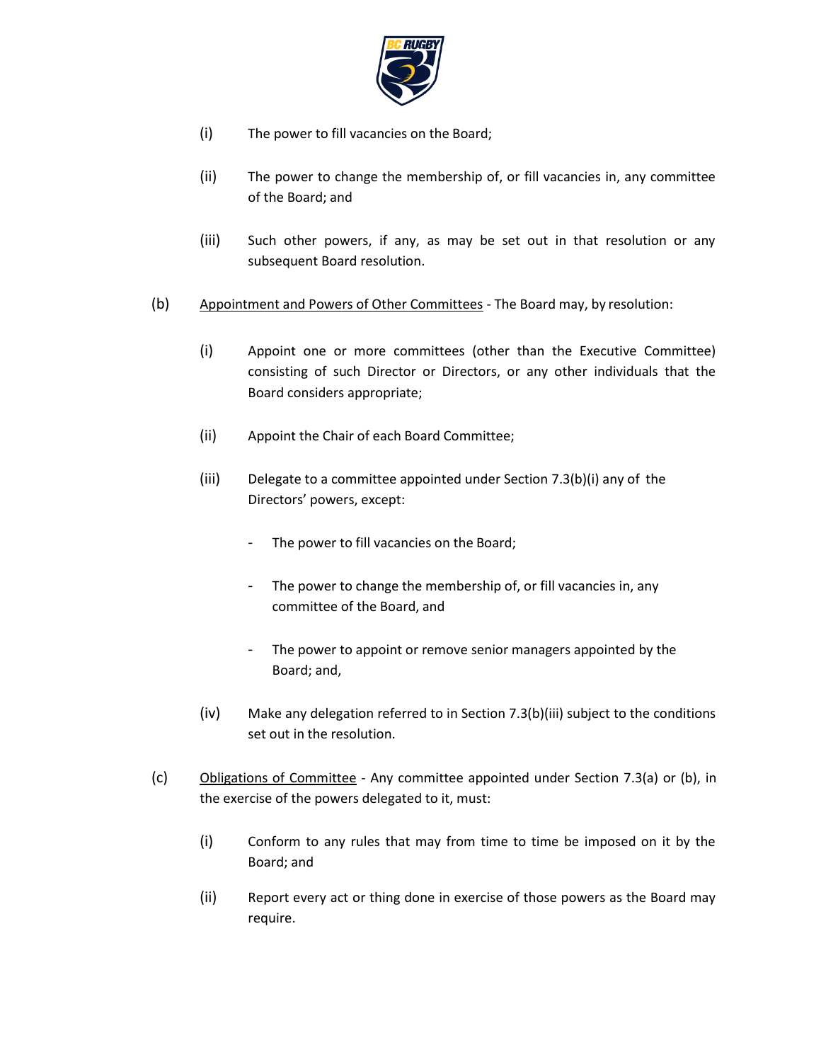(i) The power to fill vacancies on the Board;

(ii) The power to change the membership of, or fill vacancies in, any committee of the Board; and

(iii) Such other powers, if any, as may be set out in that resolution or any subsequent Board resolution.

(b) Appointment and Powers of Other Committees - The Board may, by resolution:

(i) Appoint one or more committees (other than the Executive Committee) consisting of such Director or Directors, or any other individuals that the Board considers appropriate;

(ii) Appoint the Chair of each Board Committee;

(iii) Delegate to a committee appointed under Section 7.3(b)(i) any of the Directors' powers, except:

- The power to fill vacancies on the Board;
- The power to change the membership of, or fill vacancies in, any committee of the Board, and
- The power to appoint or remove senior managers appointed by the Board; and,

(iv) Make any delegation referred to in Section 7.3(b)(iii) subject to the conditions set out in the resolution.

(c) Obligations of Committee - Any committee appointed under Section 7.3(a) or (b), in the exercise of the powers delegated to it, must:

(i) Conform to any rules that may from time to time be imposed on it by the Board; and

(ii) Report every act or thing done in exercise of those powers as the Board may require.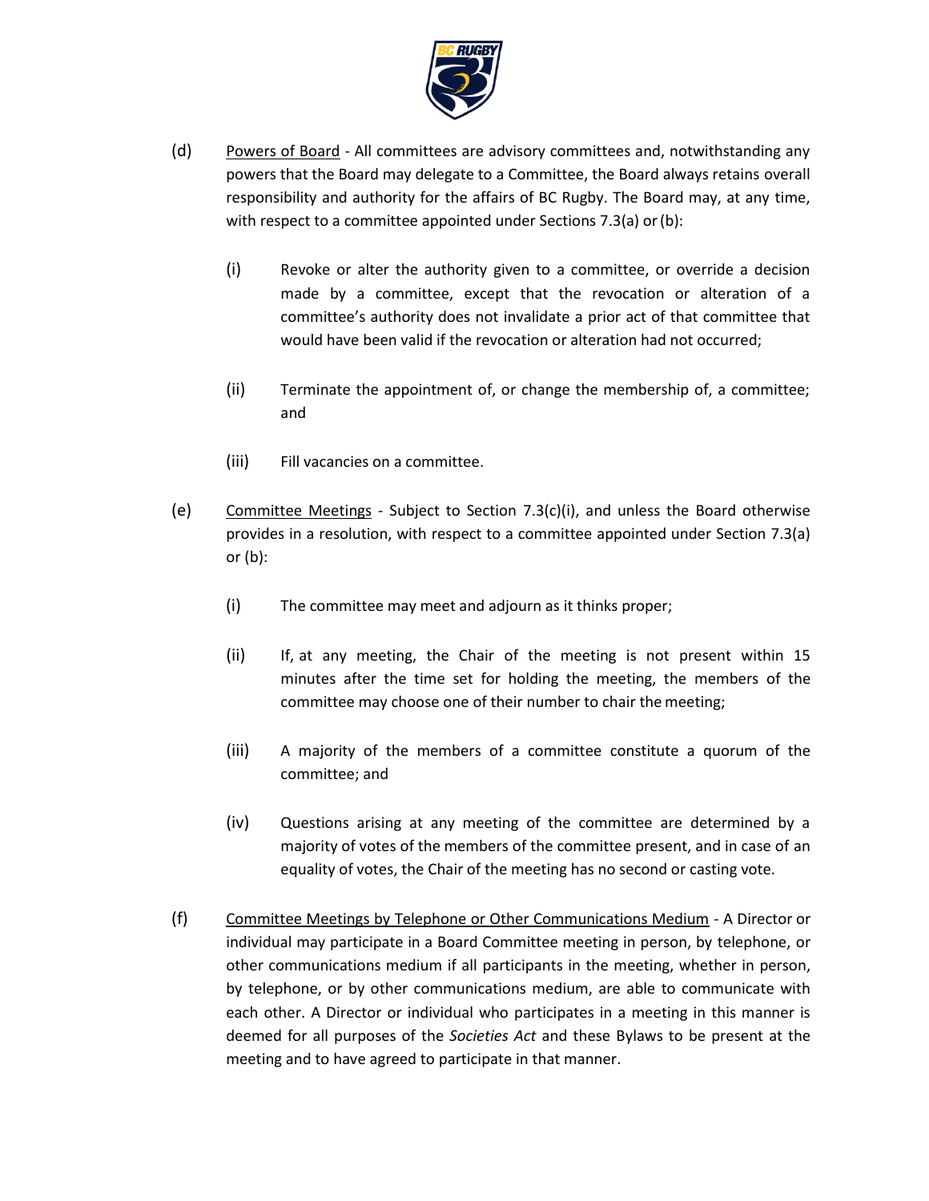(d) <u>Powers of Board</u> - All committees are advisory committees and, notwithstanding any powers that the Board may delegate to a Committee, the Board always retains overall responsibility and authority for the affairs of BC Rugby. The Board may, at any time, with respect to a committee appointed under Sections 7.3(a) or (b):

  (i) Revoke or alter the authority given to a committee, or override a decision made by a committee, except that the revocation or alteration of a committee's authority does not invalidate a prior act of that committee that would have been valid if the revocation or alteration had not occurred;

  (ii) Terminate the appointment of, or change the membership of, a committee; and

  (iii) Fill vacancies on a committee.

(e) <u>Committee Meetings</u> - Subject to Section 7.3(c)(i), and unless the Board otherwise provides in a resolution, with respect to a committee appointed under Section 7.3(a) or (b):

  (i) The committee may meet and adjourn as it thinks proper;

  (ii) If, at any meeting, the Chair of the meeting is not present within 15 minutes after the time set for holding the meeting, the members of the committee may choose one of their number to chair the meeting;

  (iii) A majority of the members of a committee constitute a quorum of the committee; and

  (iv) Questions arising at any meeting of the committee are determined by a majority of votes of the members of the committee present, and in case of an equality of votes, the Chair of the meeting has no second or casting vote.

(f) <u>Committee Meetings by Telephone or Other Communications Medium</u> - A Director or individual may participate in a Board Committee meeting in person, by telephone, or other communications medium if all participants in the meeting, whether in person, by telephone, or by other communications medium, are able to communicate with each other. A Director or individual who participates in a meeting in this manner is deemed for all purposes of the *Societies Act* and these Bylaws to be present at the meeting and to have agreed to participate in that manner.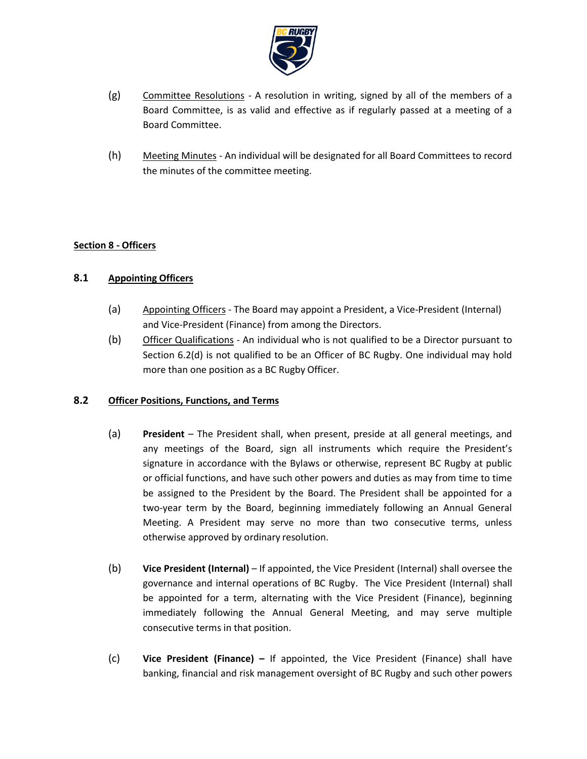(g) Committee Resolutions - A resolution in writing, signed by all of the members of a Board Committee, is as valid and effective as if regularly passed at a meeting of a Board Committee.

(h) Meeting Minutes - An individual will be designated for all Board Committees to record the minutes of the committee meeting.

## Section 8 - Officers

### 8.1 Appointing Officers

(a) Appointing Officers - The Board may appoint a President, a Vice-President (Internal) and Vice-President (Finance) from among the Directors.

(b) Officer Qualifications - An individual who is not qualified to be a Director pursuant to Section 6.2(d) is not qualified to be an Officer of BC Rugby. One individual may hold more than one position as a BC Rugby Officer.

### 8.2 Officer Positions, Functions, and Terms

(a) **President** – The President shall, when present, preside at all general meetings, and any meetings of the Board, sign all instruments which require the President's signature in accordance with the Bylaws or otherwise, represent BC Rugby at public or official functions, and have such other powers and duties as may from time to time be assigned to the President by the Board. The President shall be appointed for a two-year term by the Board, beginning immediately following an Annual General Meeting. A President may serve no more than two consecutive terms, unless otherwise approved by ordinary resolution.

(b) **Vice President (Internal)** – If appointed, the Vice President (Internal) shall oversee the governance and internal operations of BC Rugby. The Vice President (Internal) shall be appointed for a term, alternating with the Vice President (Finance), beginning immediately following the Annual General Meeting, and may serve multiple consecutive terms in that position.

(c) **Vice President (Finance) –** If appointed, the Vice President (Finance) shall have banking, financial and risk management oversight of BC Rugby and such other powers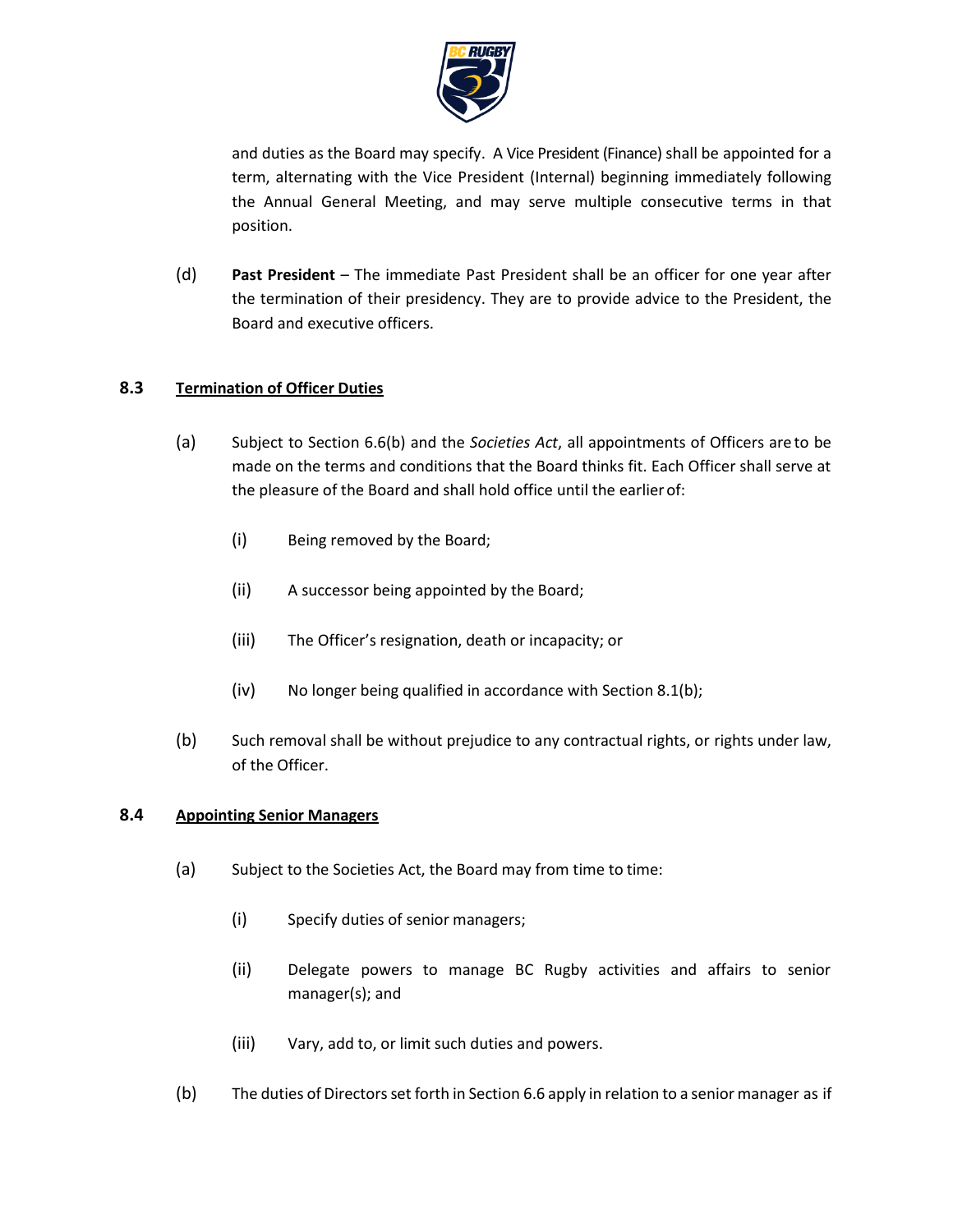and duties as the Board may specify. A Vice President (Finance) shall be appointed for a term, alternating with the Vice President (Internal) beginning immediately following the Annual General Meeting, and may serve multiple consecutive terms in that position.

(d) **Past President** – The immediate Past President shall be an officer for one year after the termination of their presidency. They are to provide advice to the President, the Board and executive officers.

### 8.3 Termination of Officer Duties

(a) Subject to Section 6.6(b) and the *Societies Act*, all appointments of Officers are to be made on the terms and conditions that the Board thinks fit. Each Officer shall serve at the pleasure of the Board and shall hold office until the earlier of:

(i) Being removed by the Board;

(ii) A successor being appointed by the Board;

(iii) The Officer's resignation, death or incapacity; or

(iv) No longer being qualified in accordance with Section 8.1(b);

(b) Such removal shall be without prejudice to any contractual rights, or rights under law, of the Officer.

### 8.4 Appointing Senior Managers

(a) Subject to the Societies Act, the Board may from time to time:

(i) Specify duties of senior managers;

(ii) Delegate powers to manage BC Rugby activities and affairs to senior manager(s); and

(iii) Vary, add to, or limit such duties and powers.

(b) The duties of Directors set forth in Section 6.6 apply in relation to a senior manager as if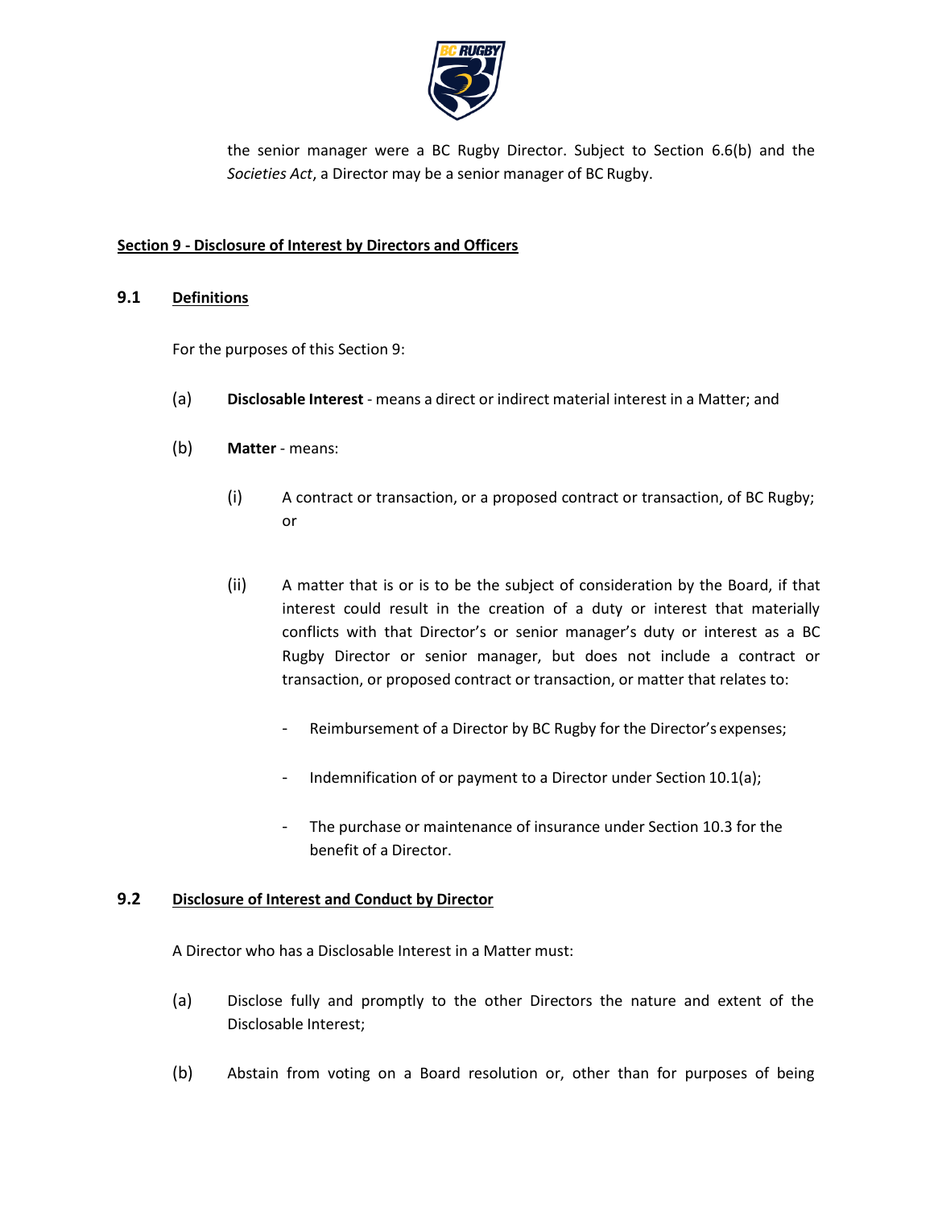the senior manager were a BC Rugby Director. Subject to Section 6.6(b) and the *Societies Act*, a Director may be a senior manager of BC Rugby.

## Section 9 - Disclosure of Interest by Directors and Officers

### 9.1 Definitions

For the purposes of this Section 9:

(a) **Disclosable Interest** - means a direct or indirect material interest in a Matter; and

(b) **Matter** - means:

(i) A contract or transaction, or a proposed contract or transaction, of BC Rugby; or

(ii) A matter that is or is to be the subject of consideration by the Board, if that interest could result in the creation of a duty or interest that materially conflicts with that Director's or senior manager's duty or interest as a BC Rugby Director or senior manager, but does not include a contract or transaction, or proposed contract or transaction, or matter that relates to:

- Reimbursement of a Director by BC Rugby for the Director's expenses;
- Indemnification of or payment to a Director under Section 10.1(a);
- The purchase or maintenance of insurance under Section 10.3 for the benefit of a Director.

### 9.2 Disclosure of Interest and Conduct by Director

A Director who has a Disclosable Interest in a Matter must:

(a) Disclose fully and promptly to the other Directors the nature and extent of the Disclosable Interest;

(b) Abstain from voting on a Board resolution or, other than for purposes of being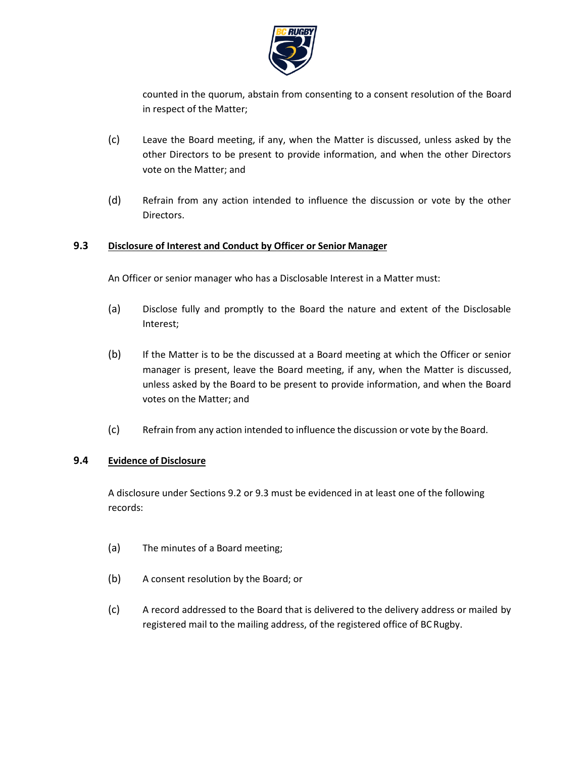counted in the quorum, abstain from consenting to a consent resolution of the Board in respect of the Matter;

(c) Leave the Board meeting, if any, when the Matter is discussed, unless asked by the other Directors to be present to provide information, and when the other Directors vote on the Matter; and

(d) Refrain from any action intended to influence the discussion or vote by the other Directors.

### 9.3 Disclosure of Interest and Conduct by Officer or Senior Manager

An Officer or senior manager who has a Disclosable Interest in a Matter must:

(a) Disclose fully and promptly to the Board the nature and extent of the Disclosable Interest;

(b) If the Matter is to be the discussed at a Board meeting at which the Officer or senior manager is present, leave the Board meeting, if any, when the Matter is discussed, unless asked by the Board to be present to provide information, and when the Board votes on the Matter; and

(c) Refrain from any action intended to influence the discussion or vote by the Board.

### 9.4 Evidence of Disclosure

A disclosure under Sections 9.2 or 9.3 must be evidenced in at least one of the following records:

(a) The minutes of a Board meeting;

(b) A consent resolution by the Board; or

(c) A record addressed to the Board that is delivered to the delivery address or mailed by registered mail to the mailing address, of the registered office of BC Rugby.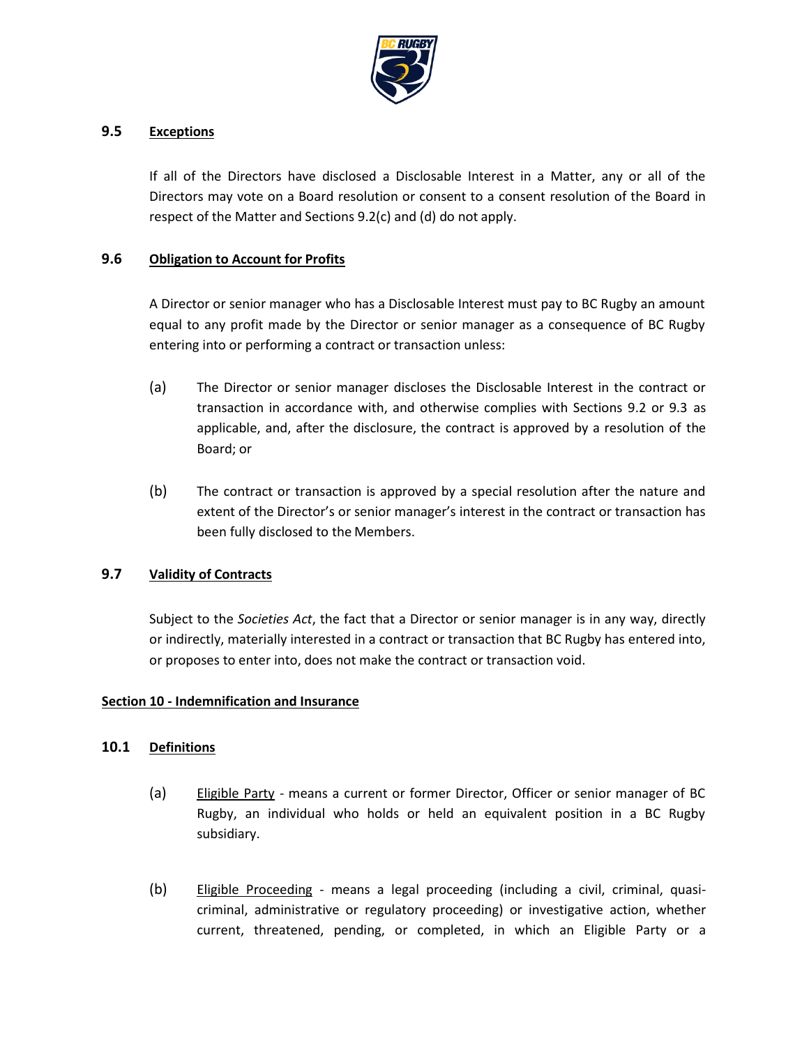### 9.5 Exceptions

If all of the Directors have disclosed a Disclosable Interest in a Matter, any or all of the Directors may vote on a Board resolution or consent to a consent resolution of the Board in respect of the Matter and Sections 9.2(c) and (d) do not apply.

### 9.6 Obligation to Account for Profits

A Director or senior manager who has a Disclosable Interest must pay to BC Rugby an amount equal to any profit made by the Director or senior manager as a consequence of BC Rugby entering into or performing a contract or transaction unless:

(a) The Director or senior manager discloses the Disclosable Interest in the contract or transaction in accordance with, and otherwise complies with Sections 9.2 or 9.3 as applicable, and, after the disclosure, the contract is approved by a resolution of the Board; or

(b) The contract or transaction is approved by a special resolution after the nature and extent of the Director's or senior manager's interest in the contract or transaction has been fully disclosed to the Members.

### 9.7 Validity of Contracts

Subject to the *Societies Act*, the fact that a Director or senior manager is in any way, directly or indirectly, materially interested in a contract or transaction that BC Rugby has entered into, or proposes to enter into, does not make the contract or transaction void.

## Section 10 - Indemnification and Insurance

### 10.1 Definitions

(a) Eligible Party - means a current or former Director, Officer or senior manager of BC Rugby, an individual who holds or held an equivalent position in a BC Rugby subsidiary.

(b) Eligible Proceeding - means a legal proceeding (including a civil, criminal, quasi-criminal, administrative or regulatory proceeding) or investigative action, whether current, threatened, pending, or completed, in which an Eligible Party or a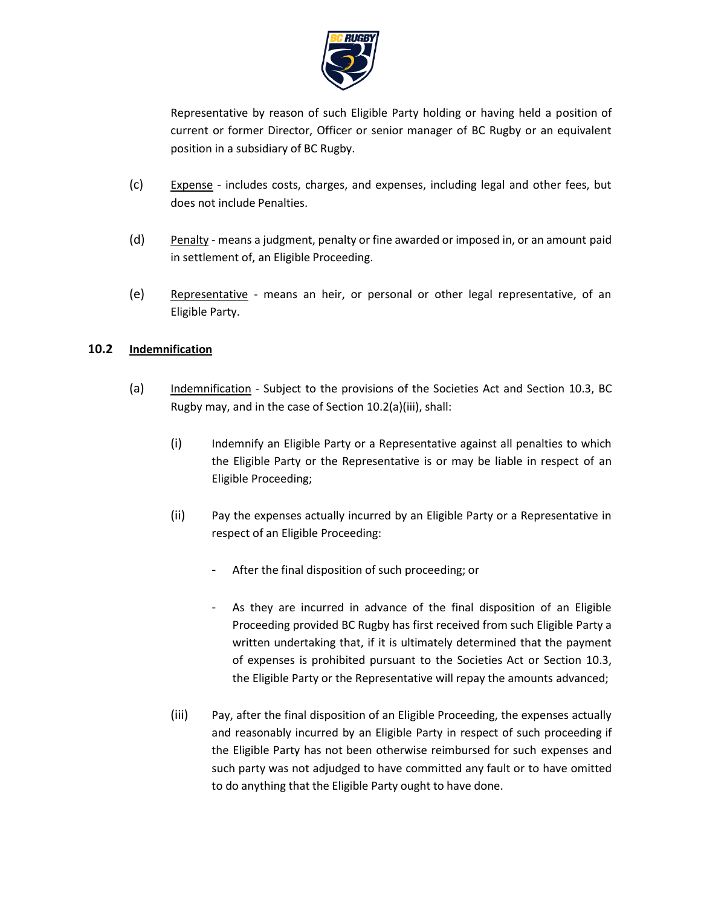Representative by reason of such Eligible Party holding or having held a position of current or former Director, Officer or senior manager of BC Rugby or an equivalent position in a subsidiary of BC Rugby.

(c) Expense - includes costs, charges, and expenses, including legal and other fees, but does not include Penalties.

(d) Penalty - means a judgment, penalty or fine awarded or imposed in, or an amount paid in settlement of, an Eligible Proceeding.

(e) Representative - means an heir, or personal or other legal representative, of an Eligible Party.

### 10.2 Indemnification

(a) Indemnification - Subject to the provisions of the Societies Act and Section 10.3, BC Rugby may, and in the case of Section 10.2(a)(iii), shall:

(i) Indemnify an Eligible Party or a Representative against all penalties to which the Eligible Party or the Representative is or may be liable in respect of an Eligible Proceeding;

(ii) Pay the expenses actually incurred by an Eligible Party or a Representative in respect of an Eligible Proceeding:

- After the final disposition of such proceeding; or

- As they are incurred in advance of the final disposition of an Eligible Proceeding provided BC Rugby has first received from such Eligible Party a written undertaking that, if it is ultimately determined that the payment of expenses is prohibited pursuant to the Societies Act or Section 10.3, the Eligible Party or the Representative will repay the amounts advanced;

(iii) Pay, after the final disposition of an Eligible Proceeding, the expenses actually and reasonably incurred by an Eligible Party in respect of such proceeding if the Eligible Party has not been otherwise reimbursed for such expenses and such party was not adjudged to have committed any fault or to have omitted to do anything that the Eligible Party ought to have done.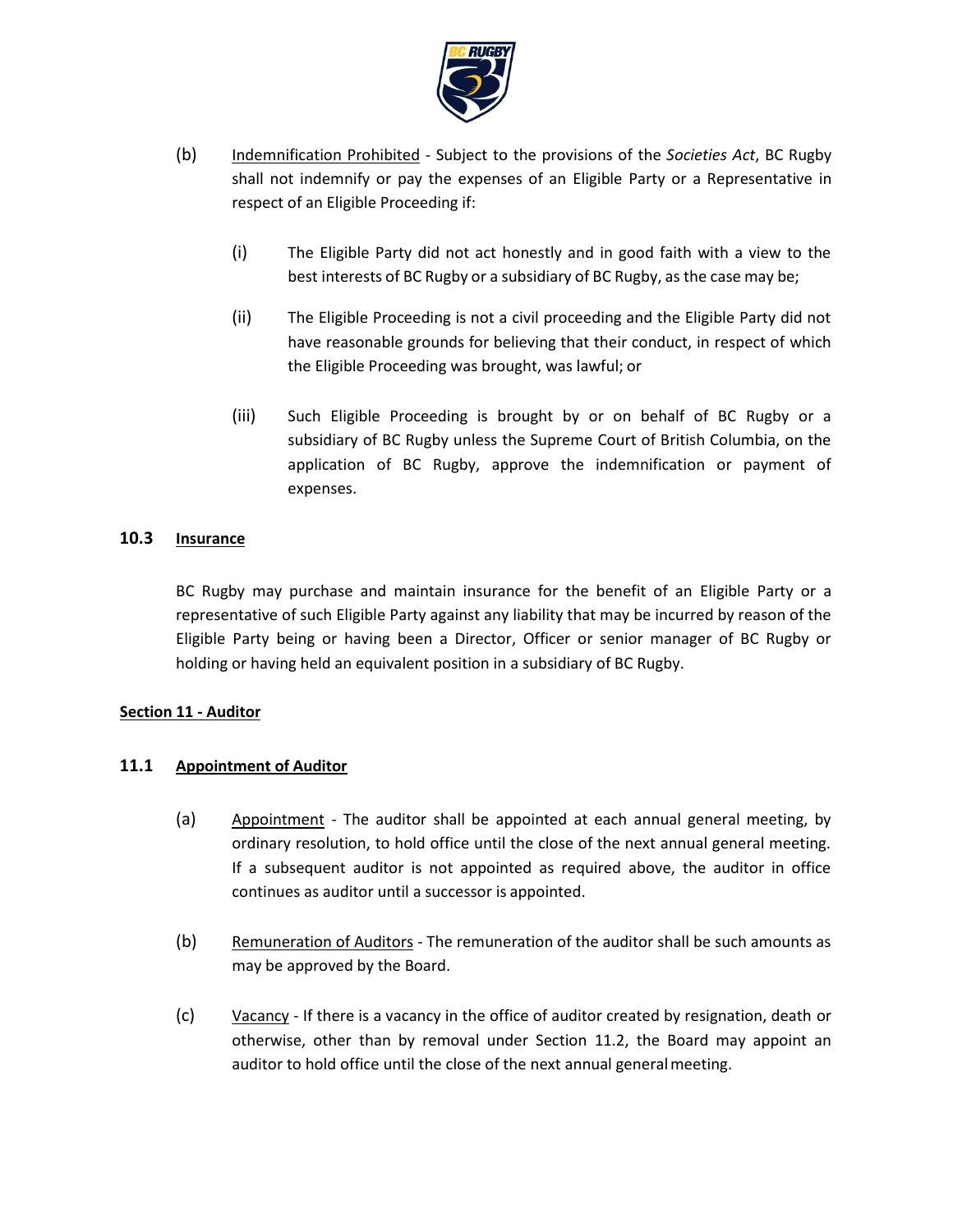(b) Indemnification Prohibited - Subject to the provisions of the *Societies Act*, BC Rugby shall not indemnify or pay the expenses of an Eligible Party or a Representative in respect of an Eligible Proceeding if:

(i) The Eligible Party did not act honestly and in good faith with a view to the best interests of BC Rugby or a subsidiary of BC Rugby, as the case may be;

(ii) The Eligible Proceeding is not a civil proceeding and the Eligible Party did not have reasonable grounds for believing that their conduct, in respect of which the Eligible Proceeding was brought, was lawful; or

(iii) Such Eligible Proceeding is brought by or on behalf of BC Rugby or a subsidiary of BC Rugby unless the Supreme Court of British Columbia, on the application of BC Rugby, approve the indemnification or payment of expenses.

### 10.3 Insurance

BC Rugby may purchase and maintain insurance for the benefit of an Eligible Party or a representative of such Eligible Party against any liability that may be incurred by reason of the Eligible Party being or having been a Director, Officer or senior manager of BC Rugby or holding or having held an equivalent position in a subsidiary of BC Rugby.

## Section 11 - Auditor

### 11.1 Appointment of Auditor

(a) Appointment - The auditor shall be appointed at each annual general meeting, by ordinary resolution, to hold office until the close of the next annual general meeting. If a subsequent auditor is not appointed as required above, the auditor in office continues as auditor until a successor is appointed.

(b) Remuneration of Auditors - The remuneration of the auditor shall be such amounts as may be approved by the Board.

(c) Vacancy - If there is a vacancy in the office of auditor created by resignation, death or otherwise, other than by removal under Section 11.2, the Board may appoint an auditor to hold office until the close of the next annual general meeting.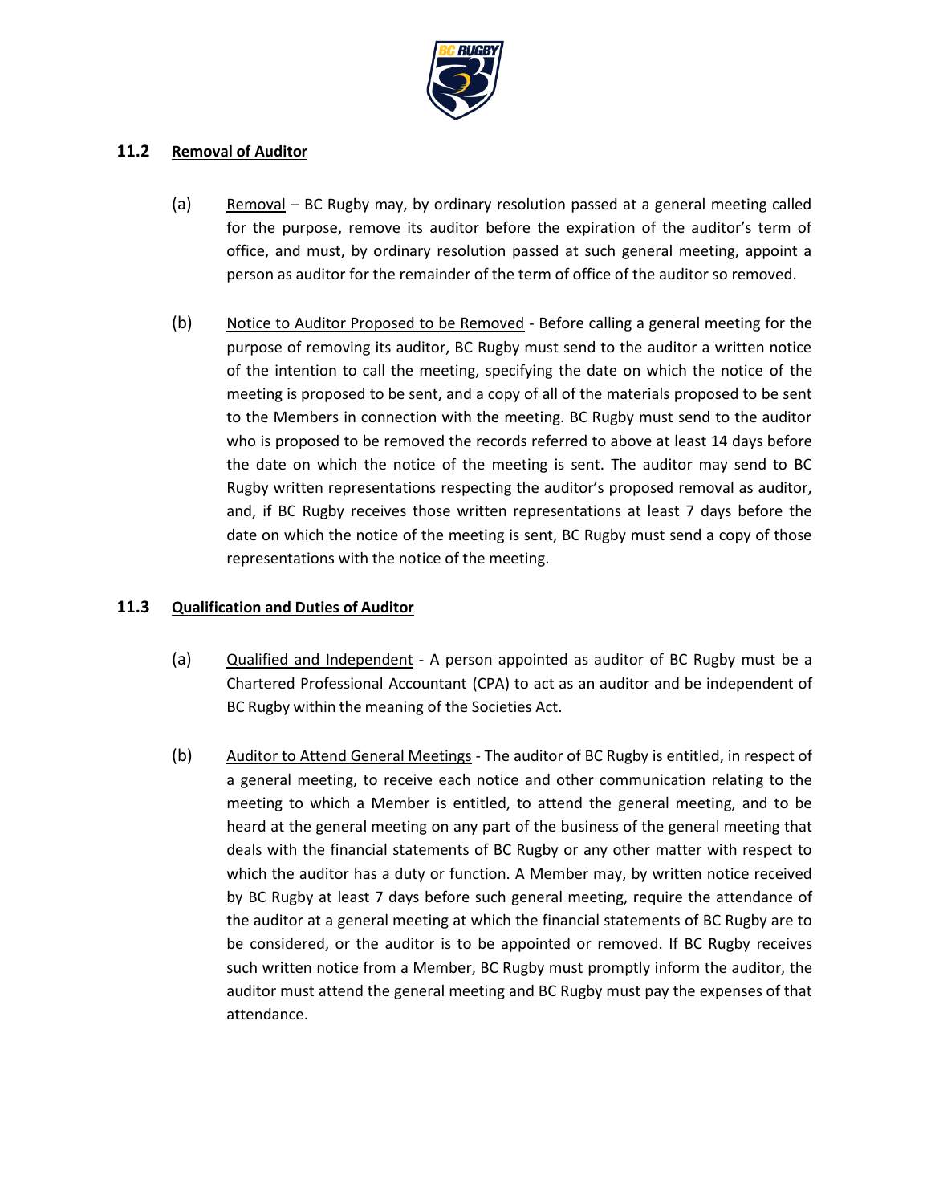### 11.2 Removal of Auditor

(a) Removal – BC Rugby may, by ordinary resolution passed at a general meeting called for the purpose, remove its auditor before the expiration of the auditor's term of office, and must, by ordinary resolution passed at such general meeting, appoint a person as auditor for the remainder of the term of office of the auditor so removed.

(b) Notice to Auditor Proposed to be Removed - Before calling a general meeting for the purpose of removing its auditor, BC Rugby must send to the auditor a written notice of the intention to call the meeting, specifying the date on which the notice of the meeting is proposed to be sent, and a copy of all of the materials proposed to be sent to the Members in connection with the meeting. BC Rugby must send to the auditor who is proposed to be removed the records referred to above at least 14 days before the date on which the notice of the meeting is sent. The auditor may send to BC Rugby written representations respecting the auditor's proposed removal as auditor, and, if BC Rugby receives those written representations at least 7 days before the date on which the notice of the meeting is sent, BC Rugby must send a copy of those representations with the notice of the meeting.

### 11.3 Qualification and Duties of Auditor

(a) Qualified and Independent - A person appointed as auditor of BC Rugby must be a Chartered Professional Accountant (CPA) to act as an auditor and be independent of BC Rugby within the meaning of the Societies Act.

(b) Auditor to Attend General Meetings - The auditor of BC Rugby is entitled, in respect of a general meeting, to receive each notice and other communication relating to the meeting to which a Member is entitled, to attend the general meeting, and to be heard at the general meeting on any part of the business of the general meeting that deals with the financial statements of BC Rugby or any other matter with respect to which the auditor has a duty or function. A Member may, by written notice received by BC Rugby at least 7 days before such general meeting, require the attendance of the auditor at a general meeting at which the financial statements of BC Rugby are to be considered, or the auditor is to be appointed or removed. If BC Rugby receives such written notice from a Member, BC Rugby must promptly inform the auditor, the auditor must attend the general meeting and BC Rugby must pay the expenses of that attendance.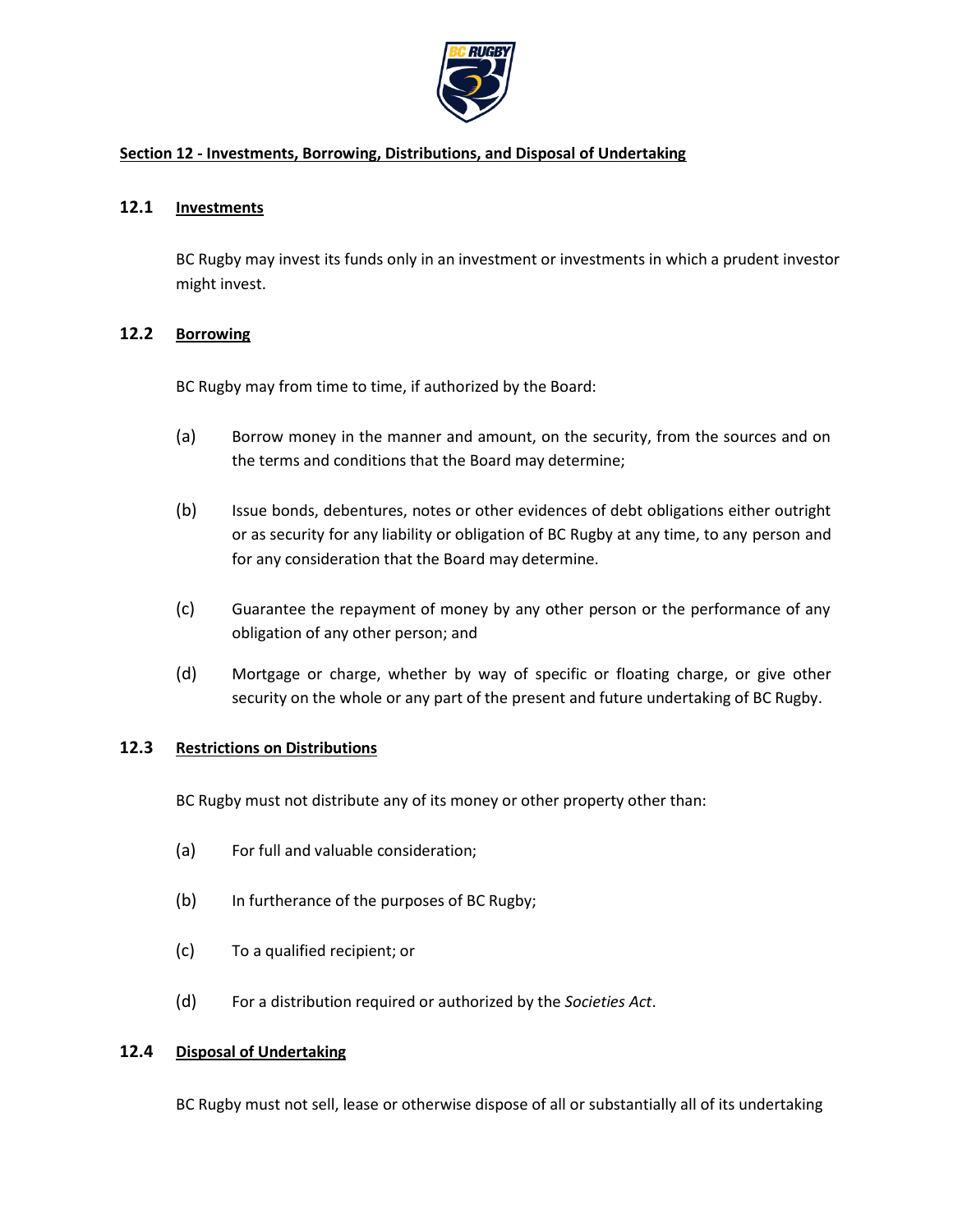## Section 12 - Investments, Borrowing, Distributions, and Disposal of Undertaking

### 12.1 Investments

BC Rugby may invest its funds only in an investment or investments in which a prudent investor might invest.

### 12.2 Borrowing

BC Rugby may from time to time, if authorized by the Board:

(a) Borrow money in the manner and amount, on the security, from the sources and on the terms and conditions that the Board may determine;

(b) Issue bonds, debentures, notes or other evidences of debt obligations either outright or as security for any liability or obligation of BC Rugby at any time, to any person and for any consideration that the Board may determine.

(c) Guarantee the repayment of money by any other person or the performance of any obligation of any other person; and

(d) Mortgage or charge, whether by way of specific or floating charge, or give other security on the whole or any part of the present and future undertaking of BC Rugby.

### 12.3 Restrictions on Distributions

BC Rugby must not distribute any of its money or other property other than:

(a) For full and valuable consideration;

(b) In furtherance of the purposes of BC Rugby;

(c) To a qualified recipient; or

(d) For a distribution required or authorized by the *Societies Act*.

### 12.4 Disposal of Undertaking

BC Rugby must not sell, lease or otherwise dispose of all or substantially all of its undertaking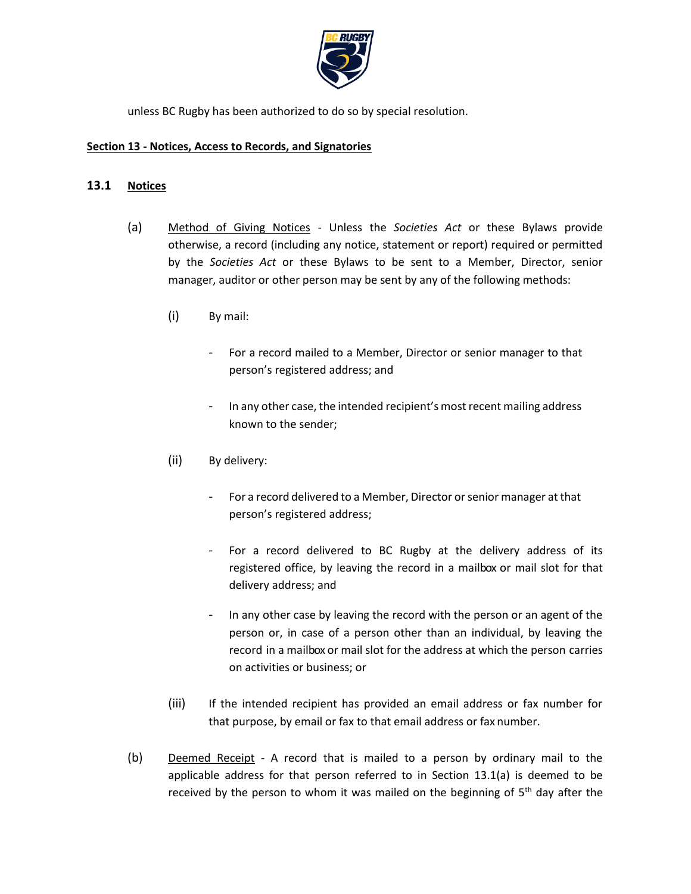unless BC Rugby has been authorized to do so by special resolution.

## Section 13 - Notices, Access to Records, and Signatories

### 13.1 Notices

(a) Method of Giving Notices - Unless the *Societies Act* or these Bylaws provide otherwise, a record (including any notice, statement or report) required or permitted by the *Societies Act* or these Bylaws to be sent to a Member, Director, senior manager, auditor or other person may be sent by any of the following methods:

(i) By mail:

- For a record mailed to a Member, Director or senior manager to that person's registered address; and
- In any other case, the intended recipient's most recent mailing address known to the sender;

(ii) By delivery:

- For a record delivered to a Member, Director or senior manager at that person's registered address;
- For a record delivered to BC Rugby at the delivery address of its registered office, by leaving the record in a mailbox or mail slot for that delivery address; and
- In any other case by leaving the record with the person or an agent of the person or, in case of a person other than an individual, by leaving the record in a mailbox or mail slot for the address at which the person carries on activities or business; or

(iii) If the intended recipient has provided an email address or fax number for that purpose, by email or fax to that email address or fax number.

(b) Deemed Receipt - A record that is mailed to a person by ordinary mail to the applicable address for that person referred to in Section 13.1(a) is deemed to be received by the person to whom it was mailed on the beginning of 5th day after the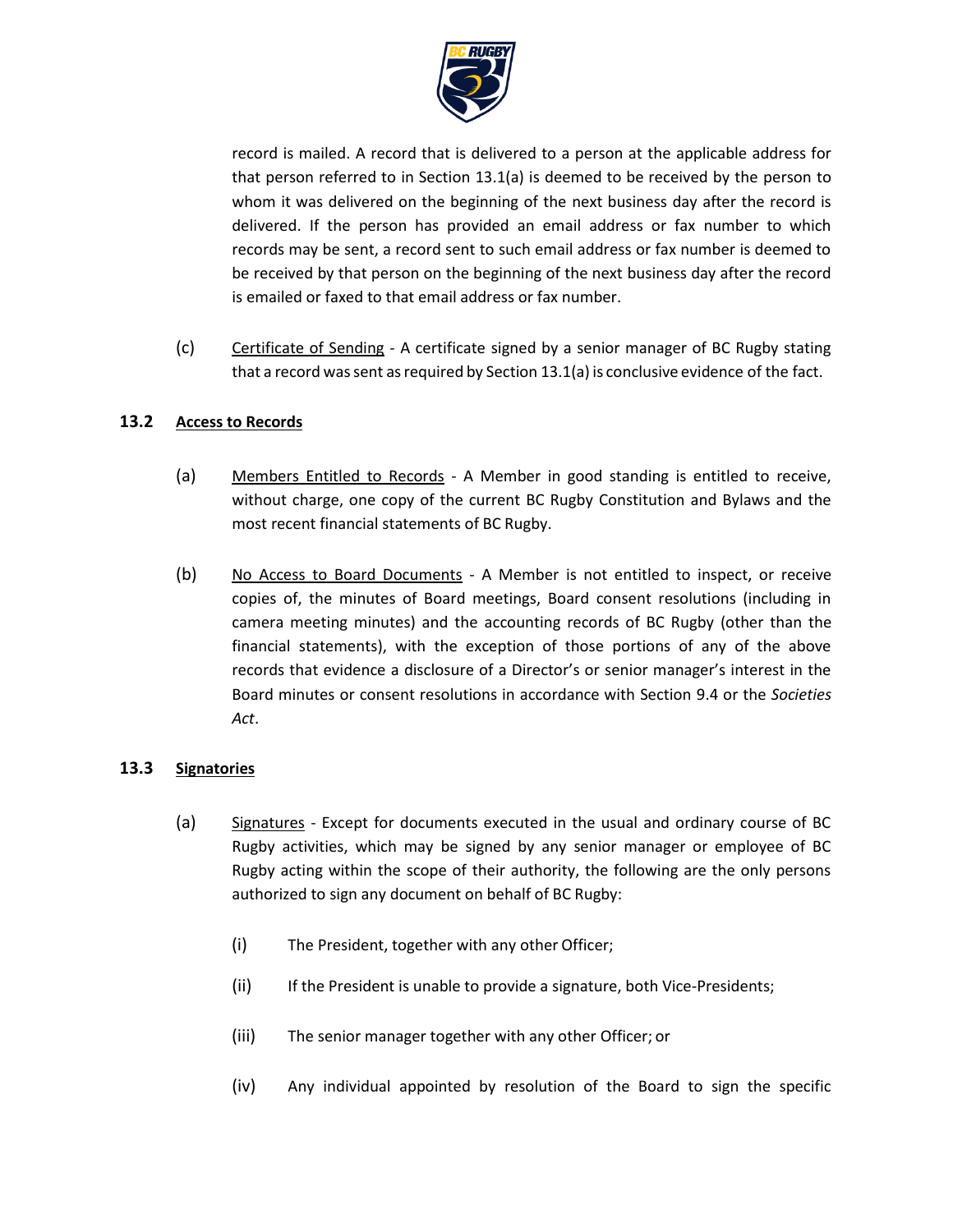record is mailed. A record that is delivered to a person at the applicable address for that person referred to in Section 13.1(a) is deemed to be received by the person to whom it was delivered on the beginning of the next business day after the record is delivered. If the person has provided an email address or fax number to which records may be sent, a record sent to such email address or fax number is deemed to be received by that person on the beginning of the next business day after the record is emailed or faxed to that email address or fax number.

(c) Certificate of Sending - A certificate signed by a senior manager of BC Rugby stating that a record was sent as required by Section 13.1(a) is conclusive evidence of the fact.

### 13.2 Access to Records

(a) Members Entitled to Records - A Member in good standing is entitled to receive, without charge, one copy of the current BC Rugby Constitution and Bylaws and the most recent financial statements of BC Rugby.

(b) No Access to Board Documents - A Member is not entitled to inspect, or receive copies of, the minutes of Board meetings, Board consent resolutions (including in camera meeting minutes) and the accounting records of BC Rugby (other than the financial statements), with the exception of those portions of any of the above records that evidence a disclosure of a Director's or senior manager's interest in the Board minutes or consent resolutions in accordance with Section 9.4 or the *Societies Act*.

### 13.3 Signatories

(a) Signatures - Except for documents executed in the usual and ordinary course of BC Rugby activities, which may be signed by any senior manager or employee of BC Rugby acting within the scope of their authority, the following are the only persons authorized to sign any document on behalf of BC Rugby:

(i) The President, together with any other Officer;

(ii) If the President is unable to provide a signature, both Vice-Presidents;

(iii) The senior manager together with any other Officer; or

(iv) Any individual appointed by resolution of the Board to sign the specific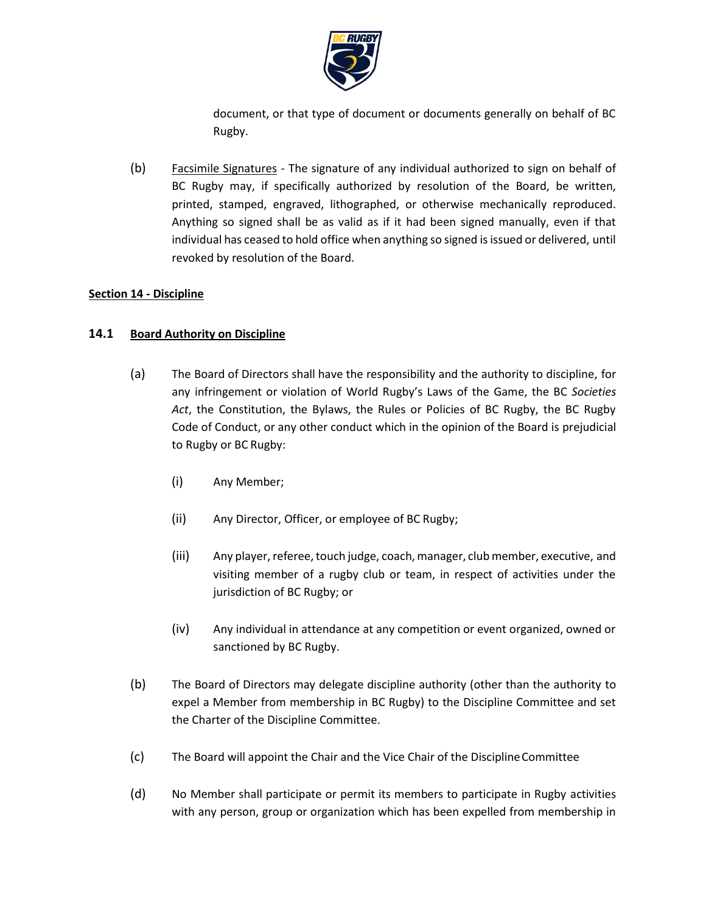document, or that type of document or documents generally on behalf of BC Rugby.

(b) Facsimile Signatures - The signature of any individual authorized to sign on behalf of BC Rugby may, if specifically authorized by resolution of the Board, be written, printed, stamped, engraved, lithographed, or otherwise mechanically reproduced. Anything so signed shall be as valid as if it had been signed manually, even if that individual has ceased to hold office when anything so signed is issued or delivered, until revoked by resolution of the Board.

**Section 14 - Discipline**

**14.1 Board Authority on Discipline**

(a) The Board of Directors shall have the responsibility and the authority to discipline, for any infringement or violation of World Rugby's Laws of the Game, the BC *Societies Act*, the Constitution, the Bylaws, the Rules or Policies of BC Rugby, the BC Rugby Code of Conduct, or any other conduct which in the opinion of the Board is prejudicial to Rugby or BC Rugby:

(i) Any Member;

(ii) Any Director, Officer, or employee of BC Rugby;

(iii) Any player, referee, touch judge, coach, manager, club member, executive, and visiting member of a rugby club or team, in respect of activities under the jurisdiction of BC Rugby; or

(iv) Any individual in attendance at any competition or event organized, owned or sanctioned by BC Rugby.

(b) The Board of Directors may delegate discipline authority (other than the authority to expel a Member from membership in BC Rugby) to the Discipline Committee and set the Charter of the Discipline Committee.

(c) The Board will appoint the Chair and the Vice Chair of the Discipline Committee

(d) No Member shall participate or permit its members to participate in Rugby activities with any person, group or organization which has been expelled from membership in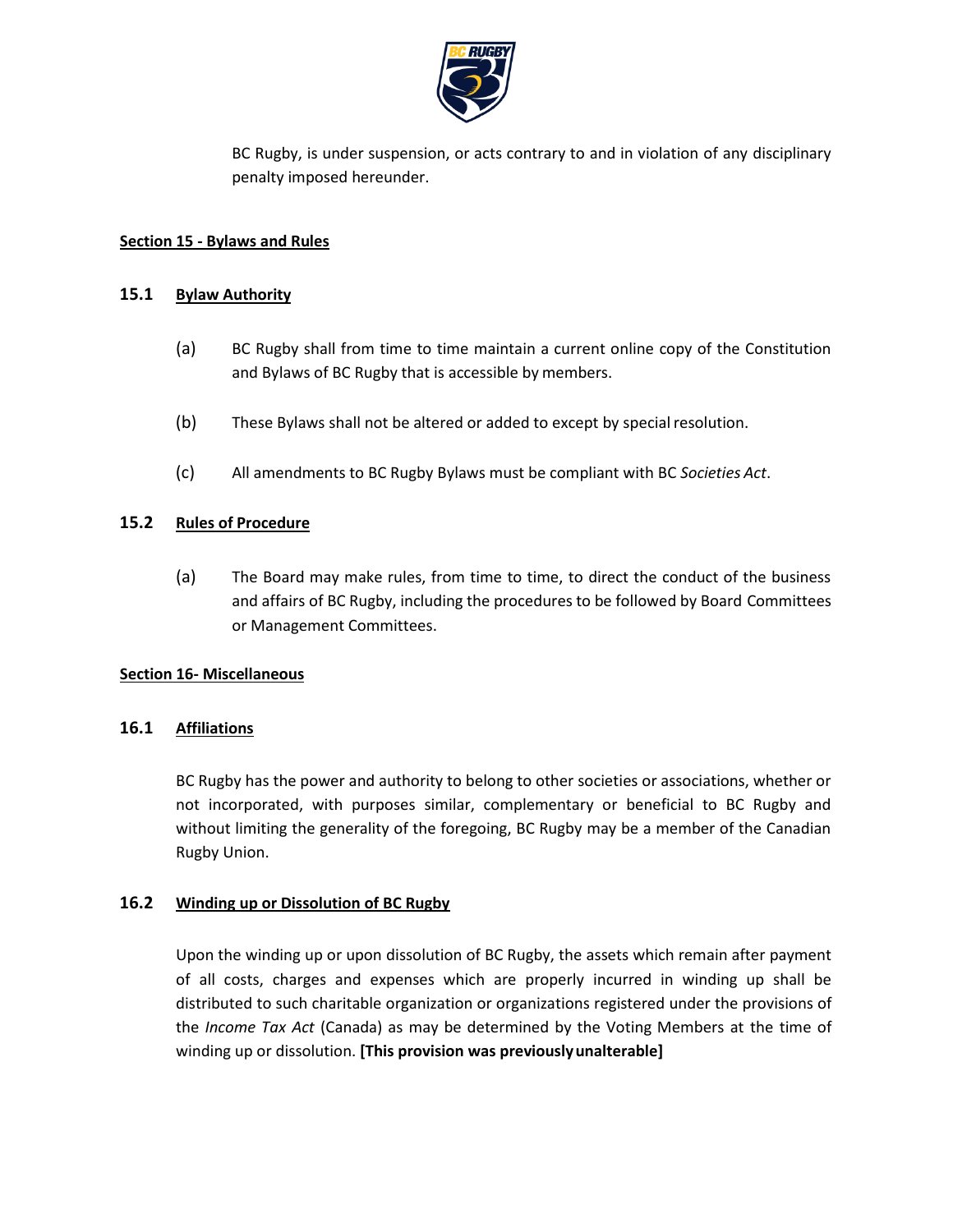BC Rugby, is under suspension, or acts contrary to and in violation of any disciplinary penalty imposed hereunder.

## Section 15 - Bylaws and Rules

### 15.1 Bylaw Authority

(a) BC Rugby shall from time to time maintain a current online copy of the Constitution and Bylaws of BC Rugby that is accessible by members.

(b) These Bylaws shall not be altered or added to except by special resolution.

(c) All amendments to BC Rugby Bylaws must be compliant with BC *Societies Act*.

### 15.2 Rules of Procedure

(a) The Board may make rules, from time to time, to direct the conduct of the business and affairs of BC Rugby, including the procedures to be followed by Board Committees or Management Committees.

## Section 16- Miscellaneous

### 16.1 Affiliations

BC Rugby has the power and authority to belong to other societies or associations, whether or not incorporated, with purposes similar, complementary or beneficial to BC Rugby and without limiting the generality of the foregoing, BC Rugby may be a member of the Canadian Rugby Union.

### 16.2 Winding up or Dissolution of BC Rugby

Upon the winding up or upon dissolution of BC Rugby, the assets which remain after payment of all costs, charges and expenses which are properly incurred in winding up shall be distributed to such charitable organization or organizations registered under the provisions of the *Income Tax Act* (Canada) as may be determined by the Voting Members at the time of winding up or dissolution. **[This provision was previously unalterable]**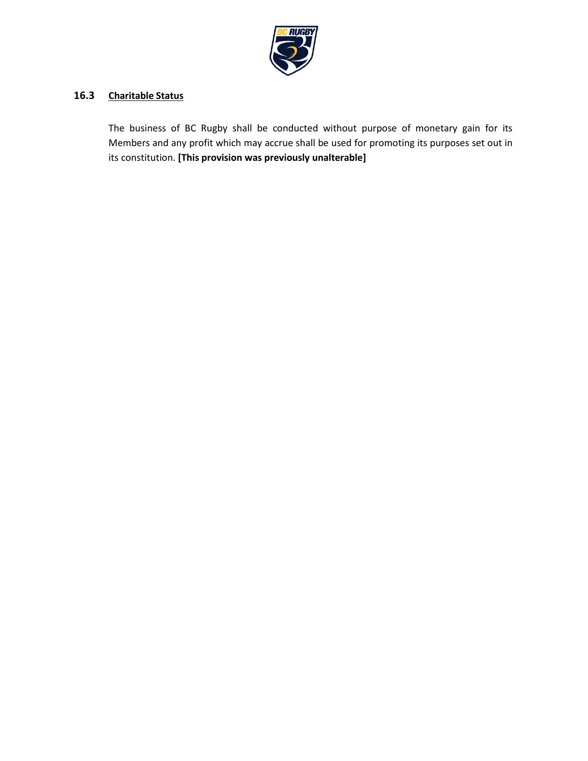### 16.3 Charitable Status

The business of BC Rugby shall be conducted without purpose of monetary gain for its Members and any profit which may accrue shall be used for promoting its purposes set out in its constitution. **[This provision was previously unalterable]**